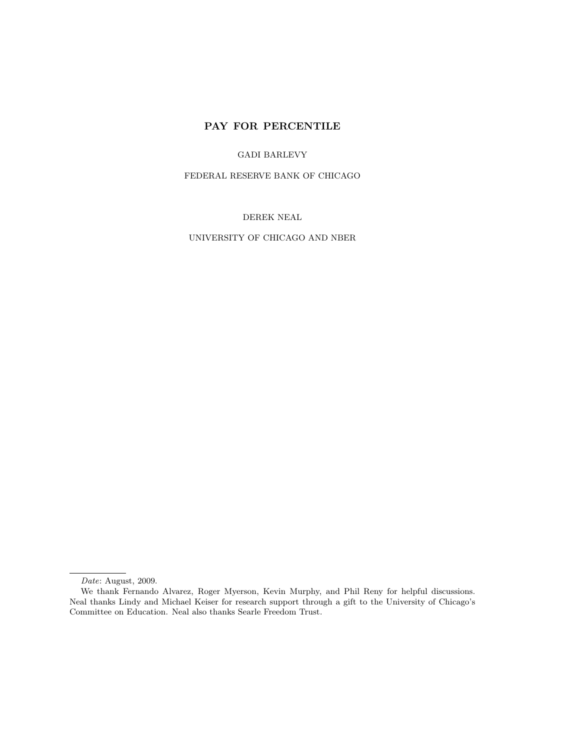# PAY FOR PERCENTILE

GADI BARLEVY

FEDERAL RESERVE BANK OF CHICAGO

DEREK NEAL

UNIVERSITY OF CHICAGO AND NBER

---

*Date*: August, 2009.

We thank Fernando Alvarez, Roger Myerson, Kevin Murphy, and Phil Reny for helpful discussions. Neal thanks Lindy and Michael Keiser for research support through a gift to the University of Chicago's Committee on Education. Neal also thanks Searle Freedom Trust.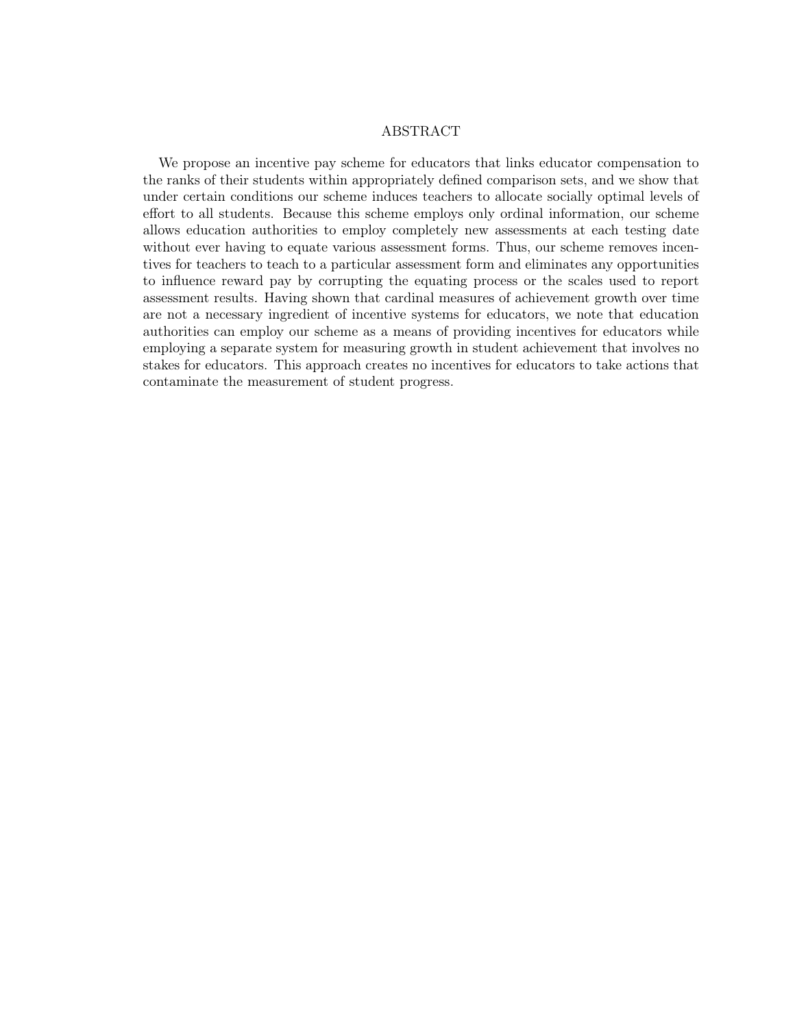# ABSTRACT

We propose an incentive pay scheme for educators that links educator compensation to the ranks of their students within appropriately defined comparison sets, and we show that under certain conditions our scheme induces teachers to allocate socially optimal levels of effort to all students. Because this scheme employs only ordinal information, our scheme allows education authorities to employ completely new assessments at each testing date without ever having to equate various assessment forms. Thus, our scheme removes incentives for teachers to teach to a particular assessment form and eliminates any opportunities to influence reward pay by corrupting the equating process or the scales used to report assessment results. Having shown that cardinal measures of achievement growth over time are not a necessary ingredient of incentive systems for educators, we note that education authorities can employ our scheme as a means of providing incentives for educators while employing a separate system for measuring growth in student achievement that involves no stakes for educators. This approach creates no incentives for educators to take actions that contaminate the measurement of student progress.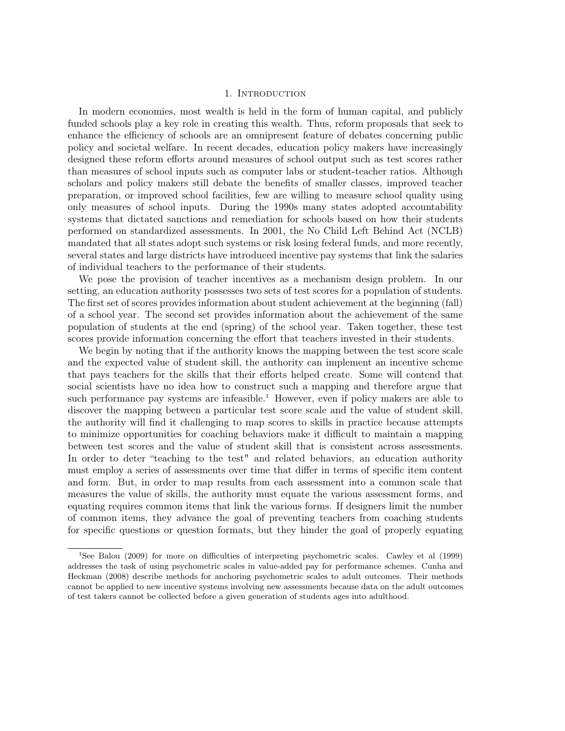// Footnote marker rendered as [1] per rules; the page's closing quote mark after "teaching to the test" is reproduced as shown

# 1. Introduction

In modern economies, most wealth is held in the form of human capital, and publicly funded schools play a key role in creating this wealth. Thus, reform proposals that seek to enhance the efficiency of schools are an omnipresent feature of debates concerning public policy and societal welfare. In recent decades, education policy makers have increasingly designed these reform efforts around measures of school output such as test scores rather than measures of school inputs such as computer labs or student-teacher ratios. Although scholars and policy makers still debate the benefits of smaller classes, improved teacher preparation, or improved school facilities, few are willing to measure school quality using only measures of school inputs. During the 1990s many states adopted accountability systems that dictated sanctions and remediation for schools based on how their students performed on standardized assessments. In 2001, the No Child Left Behind Act (NCLB) mandated that all states adopt such systems or risk losing federal funds, and more recently, several states and large districts have introduced incentive pay systems that link the salaries of individual teachers to the performance of their students.

We pose the provision of teacher incentives as a mechanism design problem. In our setting, an education authority possesses two sets of test scores for a population of students. The first set of scores provides information about student achievement at the beginning (fall) of a school year. The second set provides information about the achievement of the same population of students at the end (spring) of the school year. Taken together, these test scores provide information concerning the effort that teachers invested in their students.

We begin by noting that if the authority knows the mapping between the test score scale and the expected value of student skill, the authority can implement an incentive scheme that pays teachers for the skills that their efforts helped create. Some will contend that social scientists have no idea how to construct such a mapping and therefore argue that such performance pay systems are infeasible.[1] However, even if policy makers are able to discover the mapping between a particular test score scale and the value of student skill, the authority will find it challenging to map scores to skills in practice because attempts to minimize opportunities for coaching behaviors make it difficult to maintain a mapping between test scores and the value of student skill that is consistent across assessments. In order to deter "teaching to the test" and related behaviors, an education authority must employ a series of assessments over time that differ in terms of specific item content and form. But, in order to map results from each assessment into a common scale that measures the value of skills, the authority must equate the various assessment forms, and equating requires common items that link the various forms. If designers limit the number of common items, they advance the goal of preventing teachers from coaching students for specific questions or question formats, but they hinder the goal of properly equating

---

[1] See Balou (2009) for more on difficulties of interpreting psychometric scales. Cawley et al (1999) addresses the task of using psychometric scales in value-added pay for performance schemes. Cunha and Heckman (2008) describe methods for anchoring psychometric scales to adult outcomes. Their methods cannot be applied to new incentive systems involving new assessments because data on the adult outcomes of test takers cannot be collected before a given generation of students ages into adulthood.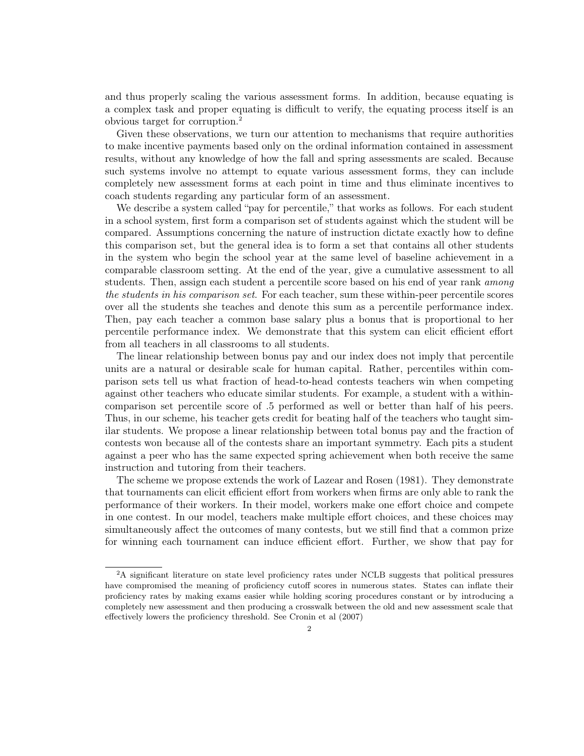and thus properly scaling the various assessment forms. In addition, because equating is a complex task and proper equating is difficult to verify, the equating process itself is an obvious target for corruption.[2]

Given these observations, we turn our attention to mechanisms that require authorities to make incentive payments based only on the ordinal information contained in assessment results, without any knowledge of how the fall and spring assessments are scaled. Because such systems involve no attempt to equate various assessment forms, they can include completely new assessment forms at each point in time and thus eliminate incentives to coach students regarding any particular form of an assessment.

We describe a system called "pay for percentile," that works as follows. For each student in a school system, first form a comparison set of students against which the student will be compared. Assumptions concerning the nature of instruction dictate exactly how to define this comparison set, but the general idea is to form a set that contains all other students in the system who begin the school year at the same level of baseline achievement in a comparable classroom setting. At the end of the year, give a cumulative assessment to all students. Then, assign each student a percentile score based on his end of year rank *among the students in his comparison set*. For each teacher, sum these within-peer percentile scores over all the students she teaches and denote this sum as a percentile performance index. Then, pay each teacher a common base salary plus a bonus that is proportional to her percentile performance index. We demonstrate that this system can elicit efficient effort from all teachers in all classrooms to all students.

The linear relationship between bonus pay and our index does not imply that percentile units are a natural or desirable scale for human capital. Rather, percentiles within comparison sets tell us what fraction of head-to-head contests teachers win when competing against other teachers who educate similar students. For example, a student with a within-comparison set percentile score of .5 performed as well or better than half of his peers. Thus, in our scheme, his teacher gets credit for beating half of the teachers who taught similar students. We propose a linear relationship between total bonus pay and the fraction of contests won because all of the contests share an important symmetry. Each pits a student against a peer who has the same expected spring achievement when both receive the same instruction and tutoring from their teachers.

The scheme we propose extends the work of Lazear and Rosen (1981). They demonstrate that tournaments can elicit efficient effort from workers when firms are only able to rank the performance of their workers. In their model, workers make one effort choice and compete in one contest. In our model, teachers make multiple effort choices, and these choices may simultaneously affect the outcomes of many contests, but we still find that a common prize for winning each tournament can induce efficient effort. Further, we show that pay for

[2] A significant literature on state level proficiency rates under NCLB suggests that political pressures have compromised the meaning of proficiency cutoff scores in numerous states. States can inflate their proficiency rates by making exams easier while holding scoring procedures constant or by introducing a completely new assessment and then producing a crosswalk between the old and new assessment scale that effectively lowers the proficiency threshold. See Cronin et al (2007)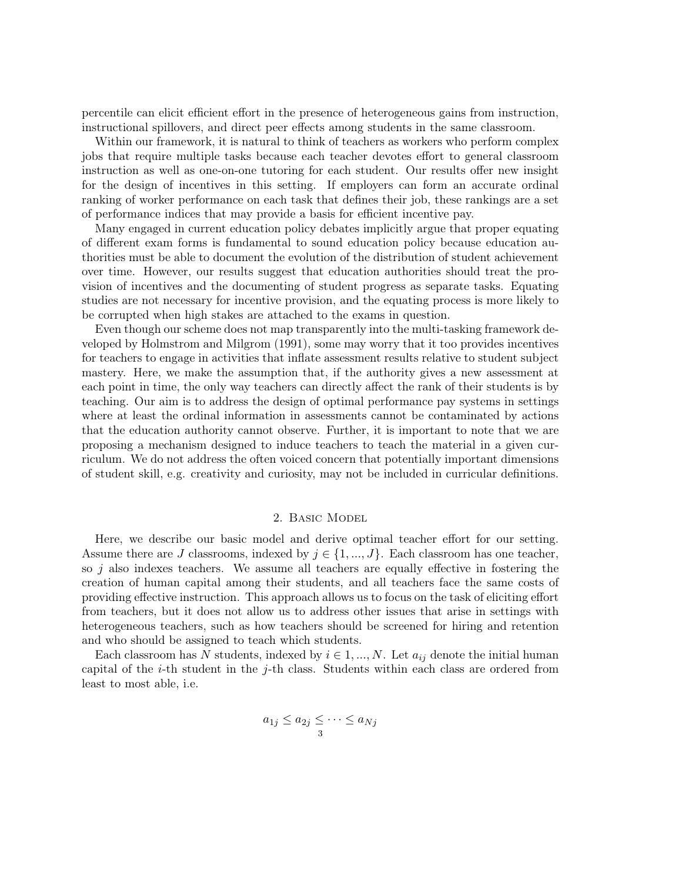percentile can elicit efficient effort in the presence of heterogeneous gains from instruction, instructional spillovers, and direct peer effects among students in the same classroom.

Within our framework, it is natural to think of teachers as workers who perform complex jobs that require multiple tasks because each teacher devotes effort to general classroom instruction as well as one-on-one tutoring for each student. Our results offer new insight for the design of incentives in this setting. If employers can form an accurate ordinal ranking of worker performance on each task that defines their job, these rankings are a set of performance indices that may provide a basis for efficient incentive pay.

Many engaged in current education policy debates implicitly argue that proper equating of different exam forms is fundamental to sound education policy because education authorities must be able to document the evolution of the distribution of student achievement over time. However, our results suggest that education authorities should treat the provision of incentives and the documenting of student progress as separate tasks. Equating studies are not necessary for incentive provision, and the equating process is more likely to be corrupted when high stakes are attached to the exams in question.

Even though our scheme does not map transparently into the multi-tasking framework developed by Holmstrom and Milgrom (1991), some may worry that it too provides incentives for teachers to engage in activities that inflate assessment results relative to student subject mastery. Here, we make the assumption that, if the authority gives a new assessment at each point in time, the only way teachers can directly affect the rank of their students is by teaching. Our aim is to address the design of optimal performance pay systems in settings where at least the ordinal information in assessments cannot be contaminated by actions that the education authority cannot observe. Further, it is important to note that we are proposing a mechanism designed to induce teachers to teach the material in a given curriculum. We do not address the often voiced concern that potentially important dimensions of student skill, e.g. creativity and curiosity, may not be included in curricular definitions.

## 2. Basic Model

Here, we describe our basic model and derive optimal teacher effort for our setting. Assume there are $J$ classrooms, indexed by $j \in \{1, ..., J\}$. Each classroom has one teacher, so $j$ also indexes teachers. We assume all teachers are equally effective in fostering the creation of human capital among their students, and all teachers face the same costs of providing effective instruction. This approach allows us to focus on the task of eliciting effort from teachers, but it does not allow us to address other issues that arise in settings with heterogeneous teachers, such as how teachers should be screened for hiring and retention and who should be assigned to teach which students.

Each classroom has $N$ students, indexed by $i \in 1, ..., N$. Let $a_{ij}$ denote the initial human capital of the $i$-th student in the $j$-th class. Students within each class are ordered from least to most able, i.e.

$$a_{1j} \leq a_{2j} \leq \cdots \leq a_{Nj}$$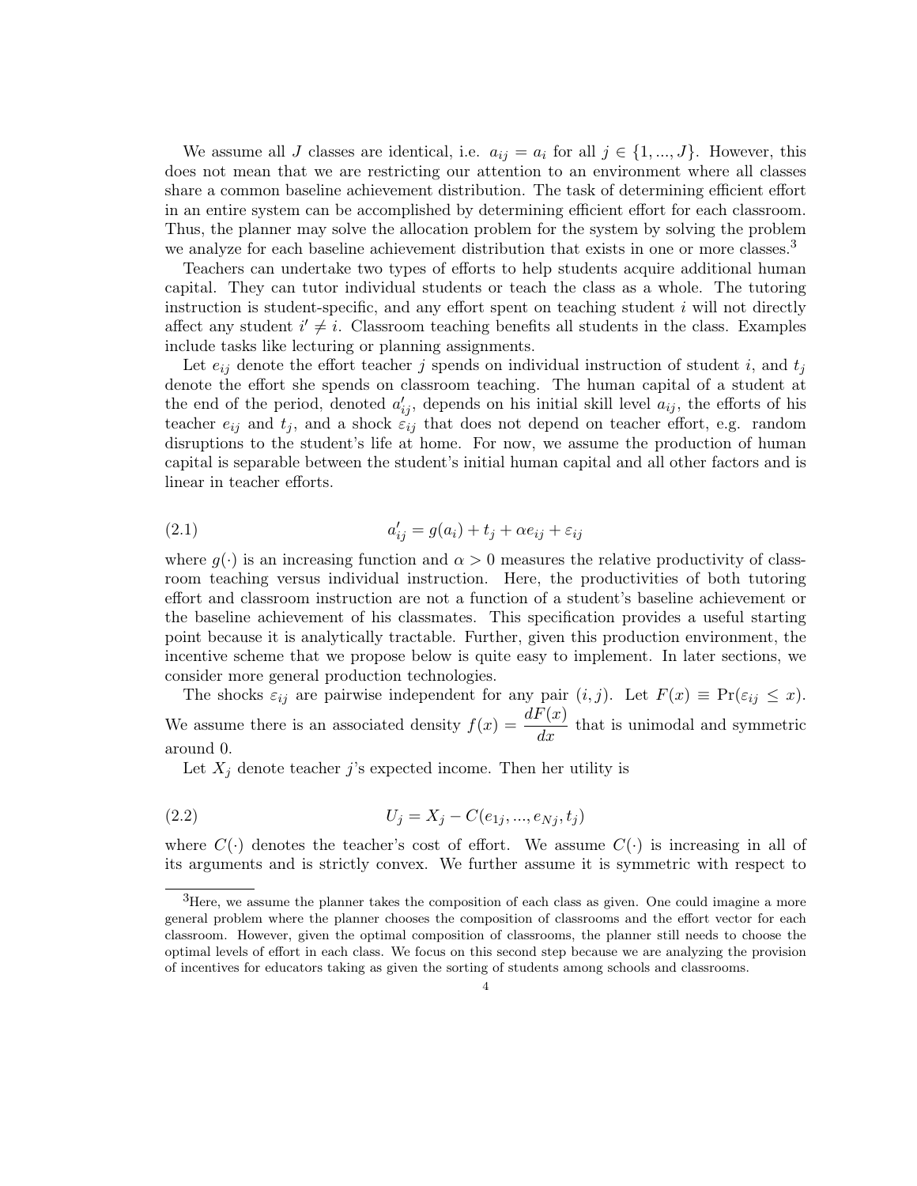We assume all $J$ classes are identical, i.e. $a_{ij} = a_i$ for all $j \in \{1, ..., J\}$. However, this does not mean that we are restricting our attention to an environment where all classes share a common baseline achievement distribution. The task of determining efficient effort in an entire system can be accomplished by determining efficient effort for each classroom. Thus, the planner may solve the allocation problem for the system by solving the problem we analyze for each baseline achievement distribution that exists in one or more classes.[3]

Teachers can undertake two types of efforts to help students acquire additional human capital. They can tutor individual students or teach the class as a whole. The tutoring instruction is student-specific, and any effort spent on teaching student $i$ will not directly affect any student $i' \neq i$. Classroom teaching benefits all students in the class. Examples include tasks like lecturing or planning assignments.

Let $e_{ij}$ denote the effort teacher $j$ spends on individual instruction of student $i$, and $t_j$ denote the effort she spends on classroom teaching. The human capital of a student at the end of the period, denoted $a'_{ij}$, depends on his initial skill level $a_{ij}$, the efforts of his teacher $e_{ij}$ and $t_j$, and a shock $\varepsilon_{ij}$ that does not depend on teacher effort, e.g. random disruptions to the student's life at home. For now, we assume the production of human capital is separable between the student's initial human capital and all other factors and is linear in teacher efforts.

$$a'_{ij} = g(a_i) + t_j + \alpha e_{ij} + \varepsilon_{ij} \tag{2.1}$$

where $g(\cdot)$ is an increasing function and $\alpha > 0$ measures the relative productivity of classroom teaching versus individual instruction. Here, the productivities of both tutoring effort and classroom instruction are not a function of a student's baseline achievement or the baseline achievement of his classmates. This specification provides a useful starting point because it is analytically tractable. Further, given this production environment, the incentive scheme that we propose below is quite easy to implement. In later sections, we consider more general production technologies.

The shocks $\varepsilon_{ij}$ are pairwise independent for any pair $(i, j)$. Let $F(x) \equiv \Pr(\varepsilon_{ij} \leq x)$. We assume there is an associated density $f(x) = \dfrac{dF(x)}{dx}$ that is unimodal and symmetric around 0.

Let $X_j$ denote teacher $j$'s expected income. Then her utility is

$$U_j = X_j - C(e_{1j}, ..., e_{Nj}, t_j) \tag{2.2}$$

where $C(\cdot)$ denotes the teacher's cost of effort. We assume $C(\cdot)$ is increasing in all of its arguments and is strictly convex. We further assume it is symmetric with respect to

[3] Here, we assume the planner takes the composition of each class as given. One could imagine a more general problem where the planner chooses the composition of classrooms and the effort vector for each classroom. However, given the optimal composition of classrooms, the planner still needs to choose the optimal levels of effort in each class. We focus on this second step because we are analyzing the provision of incentives for educators taking as given the sorting of students among schools and classrooms.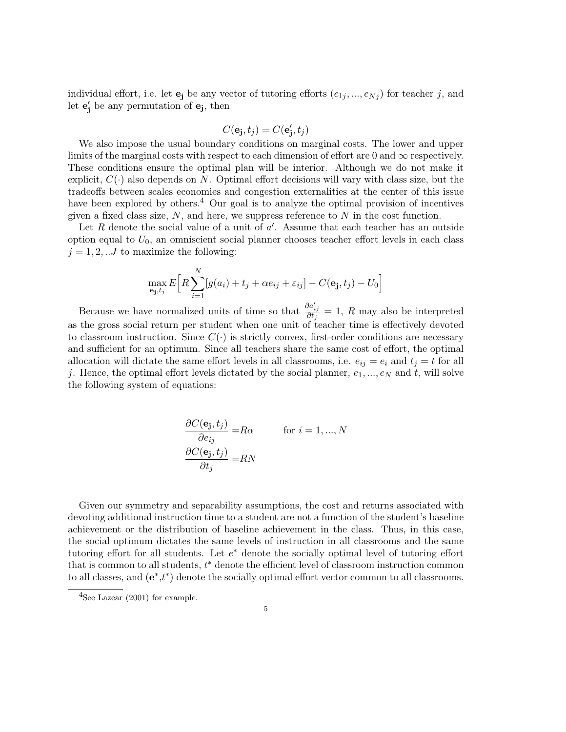individual effort, i.e. let $\mathbf{e_j}$ be any vector of tutoring efforts $(e_{1j}, ..., e_{Nj})$ for teacher $j$, and let $\mathbf{e'_j}$ be any permutation of $\mathbf{e_j}$, then

$$C(\mathbf{e_j}, t_j) = C(\mathbf{e'_j}, t_j)$$

We also impose the usual boundary conditions on marginal costs. The lower and upper limits of the marginal costs with respect to each dimension of effort are 0 and $\infty$ respectively. These conditions ensure the optimal plan will be interior. Although we do not make it explicit, $C(\cdot)$ also depends on $N$. Optimal effort decisions will vary with class size, but the tradeoffs between scales economies and congestion externalities at the center of this issue have been explored by others.[4] Our goal is to analyze the optimal provision of incentives given a fixed class size, $N$, and here, we suppress reference to $N$ in the cost function.

Let $R$ denote the social value of a unit of $a'$. Assume that each teacher has an outside option equal to $U_0$, an omniscient social planner chooses teacher effort levels in each class $j = 1, 2, ..J$ to maximize the following:

$$\max_{\mathbf{e_j}, t_j} E\Big[R\sum_{i=1}^{N}[g(a_i) + t_j + \alpha e_{ij} + \varepsilon_{ij}] - C(\mathbf{e_j}, t_j) - U_0\Big]$$

Because we have normalized units of time so that $\frac{\partial a'_{ij}}{\partial t_j} = 1$, $R$ may also be interpreted as the gross social return per student when one unit of teacher time is effectively devoted to classroom instruction. Since $C(\cdot)$ is strictly convex, first-order conditions are necessary and sufficient for an optimum. Since all teachers share the same cost of effort, the optimal allocation will dictate the same effort levels in all classrooms, i.e. $e_{ij} = e_i$ and $t_j = t$ for all $j$. Hence, the optimal effort levels dictated by the social planner, $e_1, ..., e_N$ and $t$, will solve the following system of equations:

$$\begin{aligned}
\frac{\partial C(\mathbf{e_j}, t_j)}{\partial e_{ij}} &= R\alpha \qquad \text{for } i = 1, ..., N \\
\frac{\partial C(\mathbf{e_j}, t_j)}{\partial t_j} &= RN
\end{aligned}$$

Given our symmetry and separability assumptions, the cost and returns associated with devoting additional instruction time to a student are not a function of the student's baseline achievement or the distribution of baseline achievement in the class. Thus, in this case, the social optimum dictates the same levels of instruction in all classrooms and the same tutoring effort for all students. Let $e^*$ denote the socially optimal level of tutoring effort that is common to all students, $t^*$ denote the efficient level of classroom instruction common to all classes, and $(\mathbf{e}^*, t^*)$ denote the socially optimal effort vector common to all classrooms.

[4] See Lazear (2001) for example.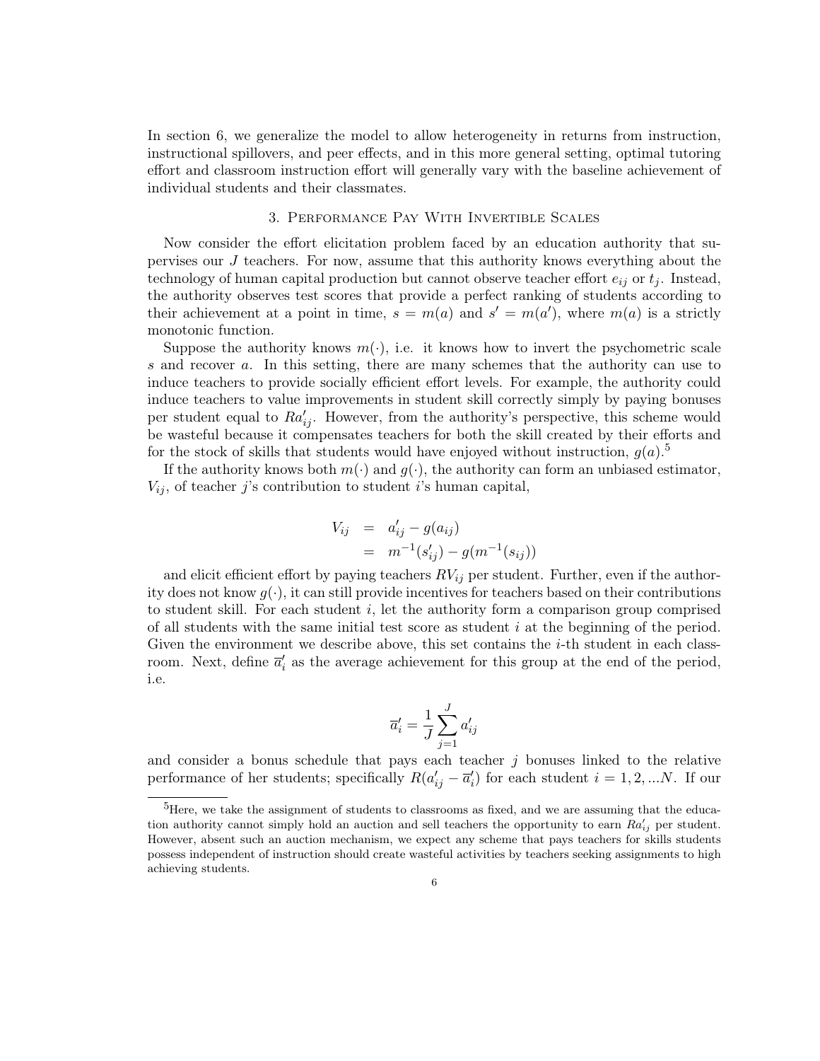In section 6, we generalize the model to allow heterogeneity in returns from instruction, instructional spillovers, and peer effects, and in this more general setting, optimal tutoring effort and classroom instruction effort will generally vary with the baseline achievement of individual students and their classmates.

## 3. Performance Pay With Invertible Scales

Now consider the effort elicitation problem faced by an education authority that supervises our $J$ teachers. For now, assume that this authority knows everything about the technology of human capital production but cannot observe teacher effort $e_{ij}$ or $t_j$. Instead, the authority observes test scores that provide a perfect ranking of students according to their achievement at a point in time, $s = m(a)$ and $s' = m(a')$, where $m(a)$ is a strictly monotonic function.

Suppose the authority knows $m(\cdot)$, i.e. it knows how to invert the psychometric scale $s$ and recover $a$. In this setting, there are many schemes that the authority can use to induce teachers to provide socially efficient effort levels. For example, the authority could induce teachers to value improvements in student skill correctly simply by paying bonuses per student equal to $Ra'_{ij}$. However, from the authority's perspective, this scheme would be wasteful because it compensates teachers for both the skill created by their efforts and for the stock of skills that students would have enjoyed without instruction, $g(a)$.[5]

If the authority knows both $m(\cdot)$ and $g(\cdot)$, the authority can form an unbiased estimator, $V_{ij}$, of teacher $j$'s contribution to student $i$'s human capital,

$$\begin{aligned} V_{ij} &= a'_{ij} - g(a_{ij}) \\ &= m^{-1}(s'_{ij}) - g(m^{-1}(s_{ij})) \end{aligned}$$

and elicit efficient effort by paying teachers $RV_{ij}$ per student. Further, even if the authority does not know $g(\cdot)$, it can still provide incentives for teachers based on their contributions to student skill. For each student $i$, let the authority form a comparison group comprised of all students with the same initial test score as student $i$ at the beginning of the period. Given the environment we describe above, this set contains the $i$-th student in each classroom. Next, define $\overline{a}'_i$ as the average achievement for this group at the end of the period, i.e.

$$\overline{a}'_i = \frac{1}{J} \sum_{j=1}^{J} a'_{ij}$$

and consider a bonus schedule that pays each teacher $j$ bonuses linked to the relative performance of her students; specifically $R(a'_{ij} - \overline{a}'_i)$ for each student $i = 1, 2, ...N$. If our

[5] Here, we take the assignment of students to classrooms as fixed, and we are assuming that the education authority cannot simply hold an auction and sell teachers the opportunity to earn $Ra'_{ij}$ per student. However, absent such an auction mechanism, we expect any scheme that pays teachers for skills students possess independent of instruction should create wasteful activities by teachers seeking assignments to high achieving students.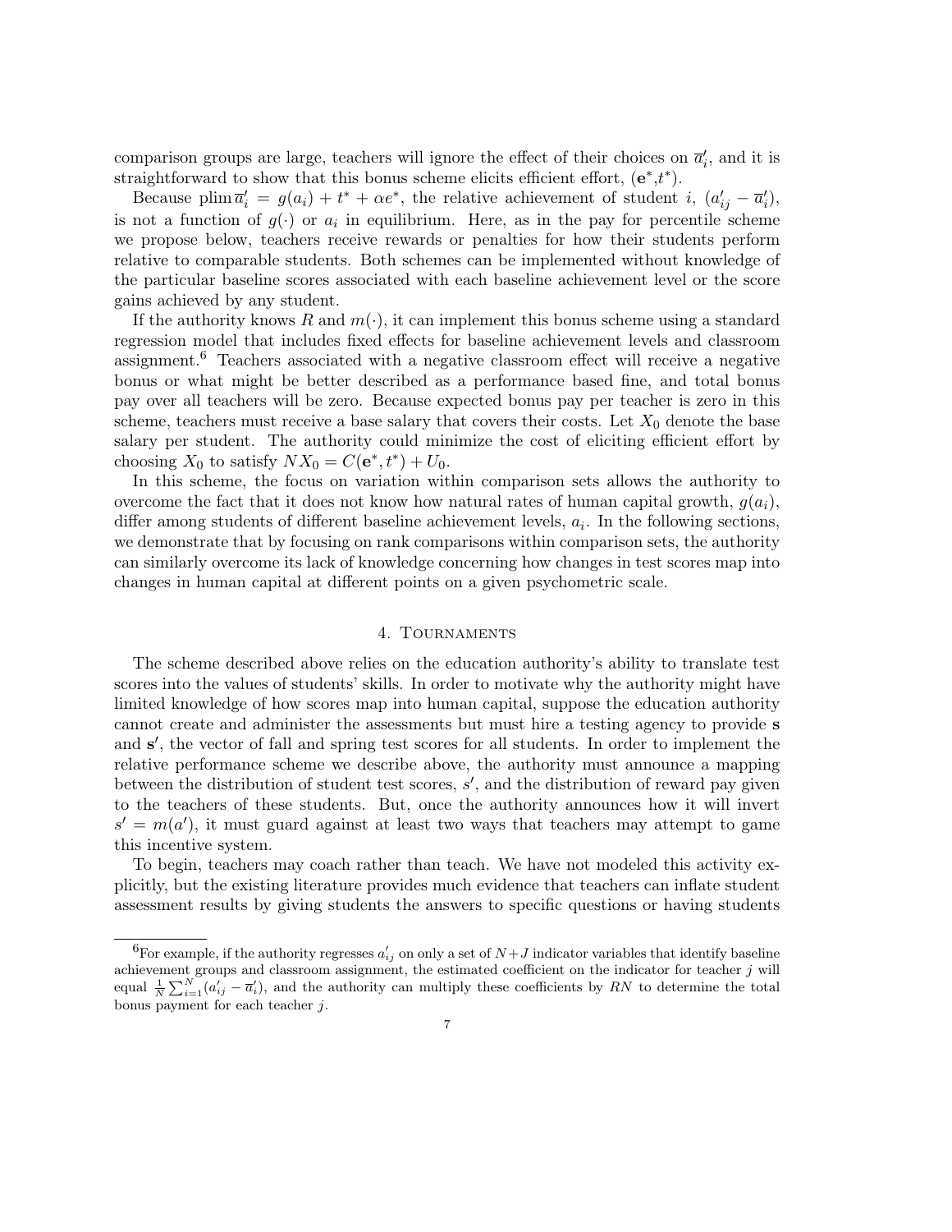comparison groups are large, teachers will ignore the effect of their choices on $\overline{a}_i'$, and it is straightforward to show that this bonus scheme elicits efficient effort, $(\mathbf{e}^*,t^*)$.

Because $\operatorname{plim} \overline{a}_i' = g(a_i) + t^* + \alpha e^*$, the relative achievement of student $i$, $(a_{ij}' - \overline{a}_i')$, is not a function of $g(\cdot)$ or $a_i$ in equilibrium. Here, as in the pay for percentile scheme we propose below, teachers receive rewards or penalties for how their students perform relative to comparable students. Both schemes can be implemented without knowledge of the particular baseline scores associated with each baseline achievement level or the score gains achieved by any student.

If the authority knows $R$ and $m(\cdot)$, it can implement this bonus scheme using a standard regression model that includes fixed effects for baseline achievement levels and classroom assignment.[6] Teachers associated with a negative classroom effect will receive a negative bonus or what might be better described as a performance based fine, and total bonus pay over all teachers will be zero. Because expected bonus pay per teacher is zero in this scheme, teachers must receive a base salary that covers their costs. Let $X_0$ denote the base salary per student. The authority could minimize the cost of eliciting efficient effort by choosing $X_0$ to satisfy $NX_0 = C(\mathbf{e}^*, t^*) + U_0$.

In this scheme, the focus on variation within comparison sets allows the authority to overcome the fact that it does not know how natural rates of human capital growth, $g(a_i)$, differ among students of different baseline achievement levels, $a_i$. In the following sections, we demonstrate that by focusing on rank comparisons within comparison sets, the authority can similarly overcome its lack of knowledge concerning how changes in test scores map into changes in human capital at different points on a given psychometric scale.

## 4. Tournaments

The scheme described above relies on the education authority's ability to translate test scores into the values of students' skills. In order to motivate why the authority might have limited knowledge of how scores map into human capital, suppose the education authority cannot create and administer the assessments but must hire a testing agency to provide $\mathbf{s}$ and $\mathbf{s}'$, the vector of fall and spring test scores for all students. In order to implement the relative performance scheme we describe above, the authority must announce a mapping between the distribution of student test scores, $s'$, and the distribution of reward pay given to the teachers of these students. But, once the authority announces how it will invert $s' = m(a')$, it must guard against at least two ways that teachers may attempt to game this incentive system.

To begin, teachers may coach rather than teach. We have not modeled this activity explicitly, but the existing literature provides much evidence that teachers can inflate student assessment results by giving students the answers to specific questions or having students

[6] For example, if the authority regresses $a_{ij}'$ on only a set of $N+J$ indicator variables that identify baseline achievement groups and classroom assignment, the estimated coefficient on the indicator for teacher $j$ will equal $\frac{1}{N}\sum_{i=1}^{N}(a_{ij}' - \overline{a}_i')$, and the authority can multiply these coefficients by $RN$ to determine the total bonus payment for each teacher $j$.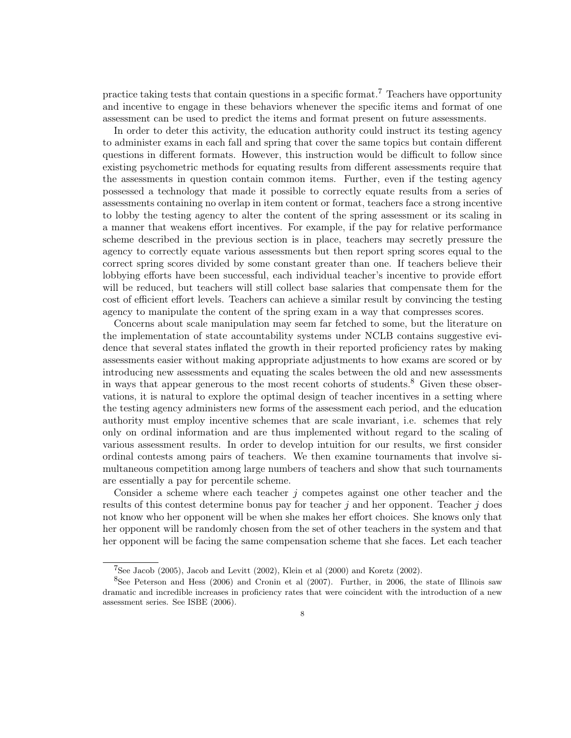practice taking tests that contain questions in a specific format.[7] Teachers have opportunity and incentive to engage in these behaviors whenever the specific items and format of one assessment can be used to predict the items and format present on future assessments.

In order to deter this activity, the education authority could instruct its testing agency to administer exams in each fall and spring that cover the same topics but contain different questions in different formats. However, this instruction would be difficult to follow since existing psychometric methods for equating results from different assessments require that the assessments in question contain common items. Further, even if the testing agency possessed a technology that made it possible to correctly equate results from a series of assessments containing no overlap in item content or format, teachers face a strong incentive to lobby the testing agency to alter the content of the spring assessment or its scaling in a manner that weakens effort incentives. For example, if the pay for relative performance scheme described in the previous section is in place, teachers may secretly pressure the agency to correctly equate various assessments but then report spring scores equal to the correct spring scores divided by some constant greater than one. If teachers believe their lobbying efforts have been successful, each individual teacher's incentive to provide effort will be reduced, but teachers will still collect base salaries that compensate them for the cost of efficient effort levels. Teachers can achieve a similar result by convincing the testing agency to manipulate the content of the spring exam in a way that compresses scores.

Concerns about scale manipulation may seem far fetched to some, but the literature on the implementation of state accountability systems under NCLB contains suggestive evidence that several states inflated the growth in their reported proficiency rates by making assessments easier without making appropriate adjustments to how exams are scored or by introducing new assessments and equating the scales between the old and new assessments in ways that appear generous to the most recent cohorts of students.[8] Given these observations, it is natural to explore the optimal design of teacher incentives in a setting where the testing agency administers new forms of the assessment each period, and the education authority must employ incentive schemes that are scale invariant, i.e. schemes that rely only on ordinal information and are thus implemented without regard to the scaling of various assessment results. In order to develop intuition for our results, we first consider ordinal contests among pairs of teachers. We then examine tournaments that involve simultaneous competition among large numbers of teachers and show that such tournaments are essentially a pay for percentile scheme.

Consider a scheme where each teacher $j$ competes against one other teacher and the results of this contest determine bonus pay for teacher $j$ and her opponent. Teacher $j$ does not know who her opponent will be when she makes her effort choices. She knows only that her opponent will be randomly chosen from the set of other teachers in the system and that her opponent will be facing the same compensation scheme that she faces. Let each teacher

[7] See Jacob (2005), Jacob and Levitt (2002), Klein et al (2000) and Koretz (2002).

[8] See Peterson and Hess (2006) and Cronin et al (2007). Further, in 2006, the state of Illinois saw dramatic and incredible increases in proficiency rates that were coincident with the introduction of a new assessment series. See ISBE (2006).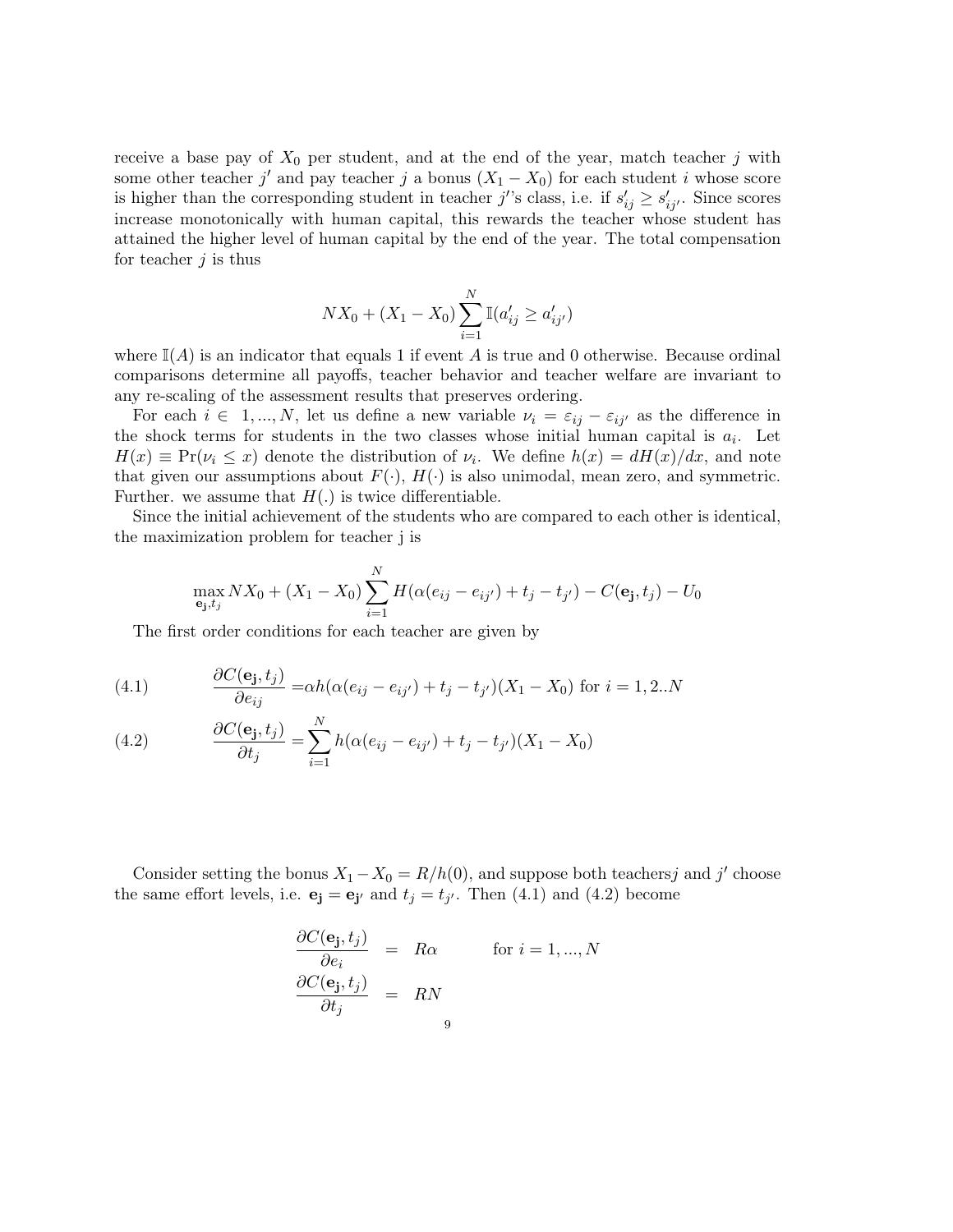receive a base pay of $X_0$ per student, and at the end of the year, match teacher $j$ with some other teacher $j'$ and pay teacher $j$ a bonus $(X_1 - X_0)$ for each student $i$ whose score is higher than the corresponding student in teacher $j'$'s class, i.e. if $s'_{ij} \geq s'_{ij'}$. Since scores increase monotonically with human capital, this rewards the teacher whose student has attained the higher level of human capital by the end of the year. The total compensation for teacher $j$ is thus

$$NX_0 + (X_1 - X_0) \sum_{i=1}^{N} \mathbb{I}(a'_{ij} \geq a'_{ij'})$$

where $\mathbb{I}(A)$ is an indicator that equals 1 if event $A$ is true and 0 otherwise. Because ordinal comparisons determine all payoffs, teacher behavior and teacher welfare are invariant to any re-scaling of the assessment results that preserves ordering.

For each $i \in 1, ..., N$, let us define a new variable $\nu_i = \varepsilon_{ij} - \varepsilon_{ij'}$ as the difference in the shock terms for students in the two classes whose initial human capital is $a_i$. Let $H(x) \equiv \Pr(\nu_i \leq x)$ denote the distribution of $\nu_i$. We define $h(x) = dH(x)/dx$, and note that given our assumptions about $F(\cdot)$, $H(\cdot)$ is also unimodal, mean zero, and symmetric. Further. we assume that $H(.)$ is twice differentiable.

Since the initial achievement of the students who are compared to each other is identical, the maximization problem for teacher j is

$$\max_{\mathbf{e_j}, t_j} NX_0 + (X_1 - X_0) \sum_{i=1}^{N} H(\alpha(e_{ij} - e_{ij'}) + t_j - t_{j'}) - C(\mathbf{e_j}, t_j) - U_0$$

The first order conditions for each teacher are given by

$$\frac{\partial C(\mathbf{e_j}, t_j)}{\partial e_{ij}} = \alpha h(\alpha(e_{ij} - e_{ij'}) + t_j - t_{j'})(X_1 - X_0) \text{ for } i = 1, 2..N \tag{4.1}$$

$$\frac{\partial C(\mathbf{e_j}, t_j)}{\partial t_j} = \sum_{i=1}^{N} h(\alpha(e_{ij} - e_{ij'}) + t_j - t_{j'})(X_1 - X_0) \tag{4.2}$$

Consider setting the bonus $X_1 - X_0 = R/h(0)$, and suppose both teachers $j$ and $j'$ choose the same effort levels, i.e. $\mathbf{e_j} = \mathbf{e_{j'}}$ and $t_j = t_{j'}$. Then (4.1) and (4.2) become

$$\begin{aligned} \frac{\partial C(\mathbf{e_j}, t_j)}{\partial e_i} &= R\alpha \qquad \text{for } i = 1, ..., N \\ \frac{\partial C(\mathbf{e_j}, t_j)}{\partial t_j} &= RN \end{aligned}$$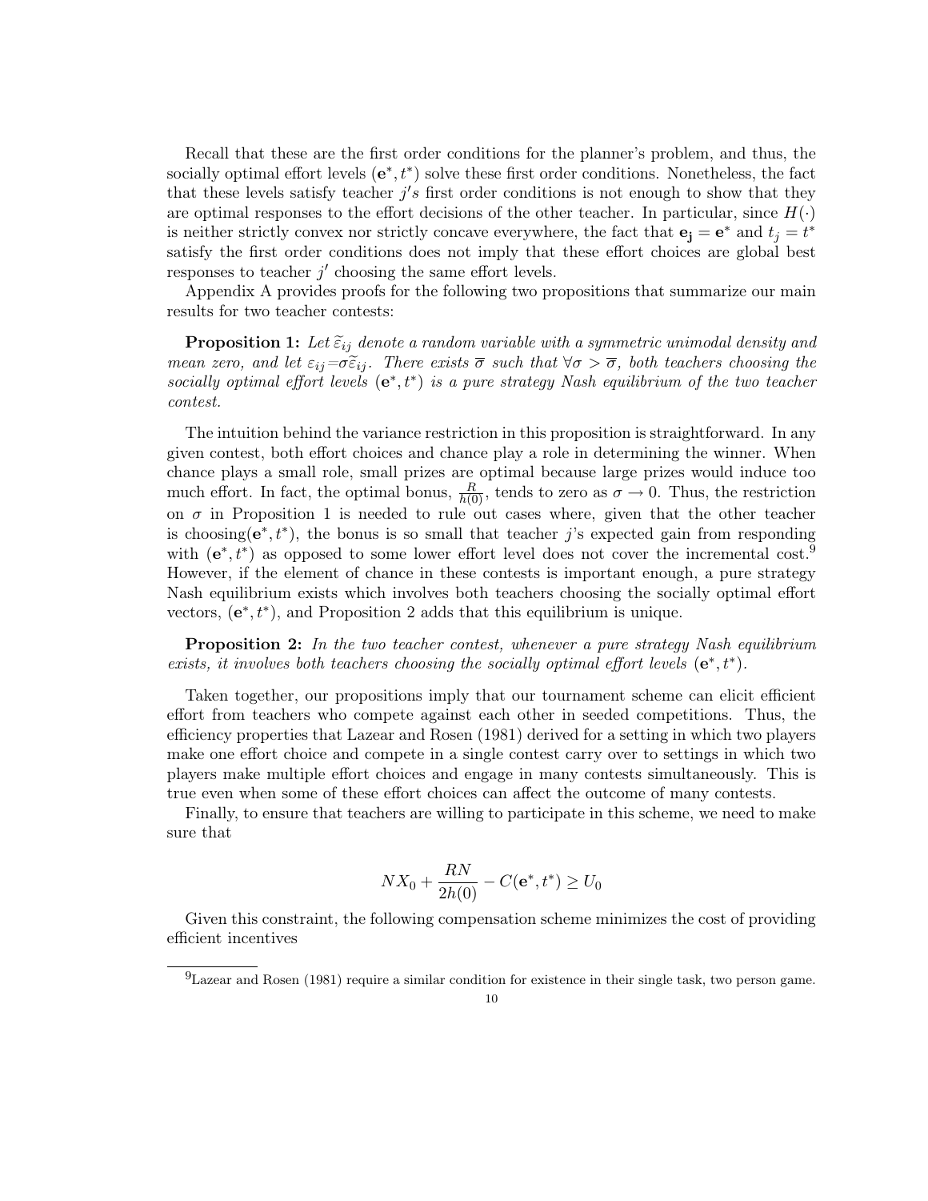Recall that these are the first order conditions for the planner's problem, and thus, the socially optimal effort levels $(\mathbf{e}^*, t^*)$ solve these first order conditions. Nonetheless, the fact that these levels satisfy teacher $j's$ first order conditions is not enough to show that they are optimal responses to the effort decisions of the other teacher. In particular, since $H(\cdot)$ is neither strictly convex nor strictly concave everywhere, the fact that $\mathbf{e_j} = \mathbf{e}^*$ and $t_j = t^*$ satisfy the first order conditions does not imply that these effort choices are global best responses to teacher $j'$ choosing the same effort levels.

Appendix A provides proofs for the following two propositions that summarize our main results for two teacher contests:

**Proposition 1:** *Let $\widetilde{\varepsilon}_{ij}$ denote a random variable with a symmetric unimodal density and mean zero, and let $\varepsilon_{ij}$=$\sigma\widetilde{\varepsilon}_{ij}$. There exists $\overline{\sigma}$ such that $\forall\sigma > \overline{\sigma}$, both teachers choosing the socially optimal effort levels $(\mathbf{e}^*, t^*)$ is a pure strategy Nash equilibrium of the two teacher contest.*

The intuition behind the variance restriction in this proposition is straightforward. In any given contest, both effort choices and chance play a role in determining the winner. When chance plays a small role, small prizes are optimal because large prizes would induce too much effort. In fact, the optimal bonus, $\frac{R}{h(0)}$, tends to zero as $\sigma \to 0$. Thus, the restriction on $\sigma$ in Proposition 1 is needed to rule out cases where, given that the other teacher is choosing$(\mathbf{e}^*, t^*)$, the bonus is so small that teacher $j$'s expected gain from responding with $(\mathbf{e}^*, t^*)$ as opposed to some lower effort level does not cover the incremental cost.[9] However, if the element of chance in these contests is important enough, a pure strategy Nash equilibrium exists which involves both teachers choosing the socially optimal effort vectors, $(\mathbf{e}^*, t^*)$, and Proposition 2 adds that this equilibrium is unique.

**Proposition 2:** *In the two teacher contest, whenever a pure strategy Nash equilibrium exists, it involves both teachers choosing the socially optimal effort levels $(\mathbf{e}^*, t^*)$.*

Taken together, our propositions imply that our tournament scheme can elicit efficient effort from teachers who compete against each other in seeded competitions. Thus, the efficiency properties that Lazear and Rosen (1981) derived for a setting in which two players make one effort choice and compete in a single contest carry over to settings in which two players make multiple effort choices and engage in many contests simultaneously. This is true even when some of these effort choices can affect the outcome of many contests.

Finally, to ensure that teachers are willing to participate in this scheme, we need to make sure that

$$NX_0 + \frac{RN}{2h(0)} - C(\mathbf{e}^*, t^*) \geq U_0$$

Given this constraint, the following compensation scheme minimizes the cost of providing efficient incentives

[9] Lazear and Rosen (1981) require a similar condition for existence in their single task, two person game.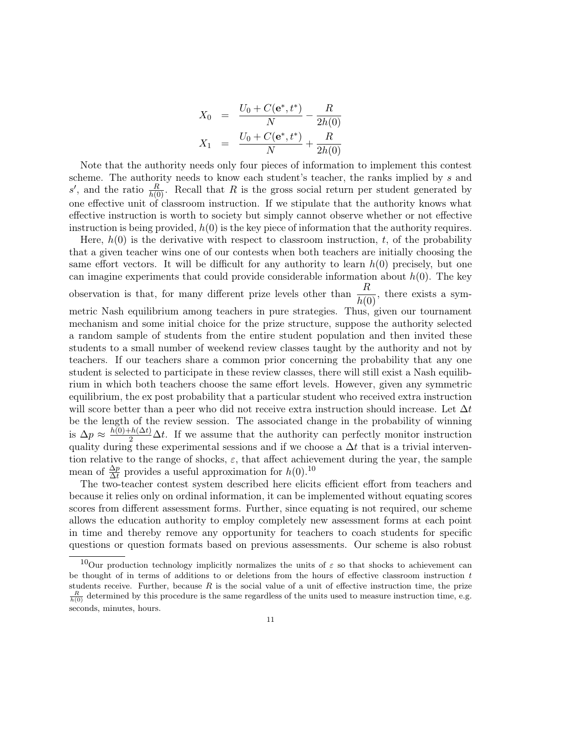$$
\begin{aligned}
X_0 &= \frac{U_0 + C(\mathbf{e}^*, t^*)}{N} - \frac{R}{2h(0)} \\
X_1 &= \frac{U_0 + C(\mathbf{e}^*, t^*)}{N} + \frac{R}{2h(0)}
\end{aligned}
$$

Note that the authority needs only four pieces of information to implement this contest scheme. The authority needs to know each student's teacher, the ranks implied by $s$ and $s'$, and the ratio $\frac{R}{h(0)}$. Recall that $R$ is the gross social return per student generated by one effective unit of classroom instruction. If we stipulate that the authority knows what effective instruction is worth to society but simply cannot observe whether or not effective instruction is being provided, $h(0)$ is the key piece of information that the authority requires.

Here, $h(0)$ is the derivative with respect to classroom instruction, $t$, of the probability that a given teacher wins one of our contests when both teachers are initially choosing the same effort vectors. It will be difficult for any authority to learn $h(0)$ precisely, but one can imagine experiments that could provide considerable information about $h(0)$. The key observation is that, for many different prize levels other than $\frac{R}{h(0)}$, there exists a symmetric Nash equilibrium among teachers in pure strategies. Thus, given our tournament mechanism and some initial choice for the prize structure, suppose the authority selected a random sample of students from the entire student population and then invited these students to a small number of weekend review classes taught by the authority and not by teachers. If our teachers share a common prior concerning the probability that any one student is selected to participate in these review classes, there will still exist a Nash equilibrium in which both teachers choose the same effort levels. However, given any symmetric equilibrium, the ex post probability that a particular student who received extra instruction will score better than a peer who did not receive extra instruction should increase. Let $\Delta t$ be the length of the review session. The associated change in the probability of winning is $\Delta p \approx \frac{h(0)+h(\Delta t)}{2}\Delta t$. If we assume that the authority can perfectly monitor instruction quality during these experimental sessions and if we choose a $\Delta t$ that is a trivial intervention relative to the range of shocks, $\varepsilon$, that affect achievement during the year, the sample mean of $\frac{\Delta p}{\Delta t}$ provides a useful approximation for $h(0)$.[10]

The two-teacher contest system described here elicits efficient effort from teachers and because it relies only on ordinal information, it can be implemented without equating scores scores from different assessment forms. Further, since equating is not required, our scheme allows the education authority to employ completely new assessment forms at each point in time and thereby remove any opportunity for teachers to coach students for specific questions or question formats based on previous assessments. Our scheme is also robust

[10] Our production technology implicitly normalizes the units of $\varepsilon$ so that shocks to achievement can be thought of in terms of additions to or deletions from the hours of effective classroom instruction $t$ students receive. Further, because $R$ is the social value of a unit of effective instruction time, the prize $\frac{R}{h(0)}$ determined by this procedure is the same regardless of the units used to measure instruction time, e.g. seconds, minutes, hours.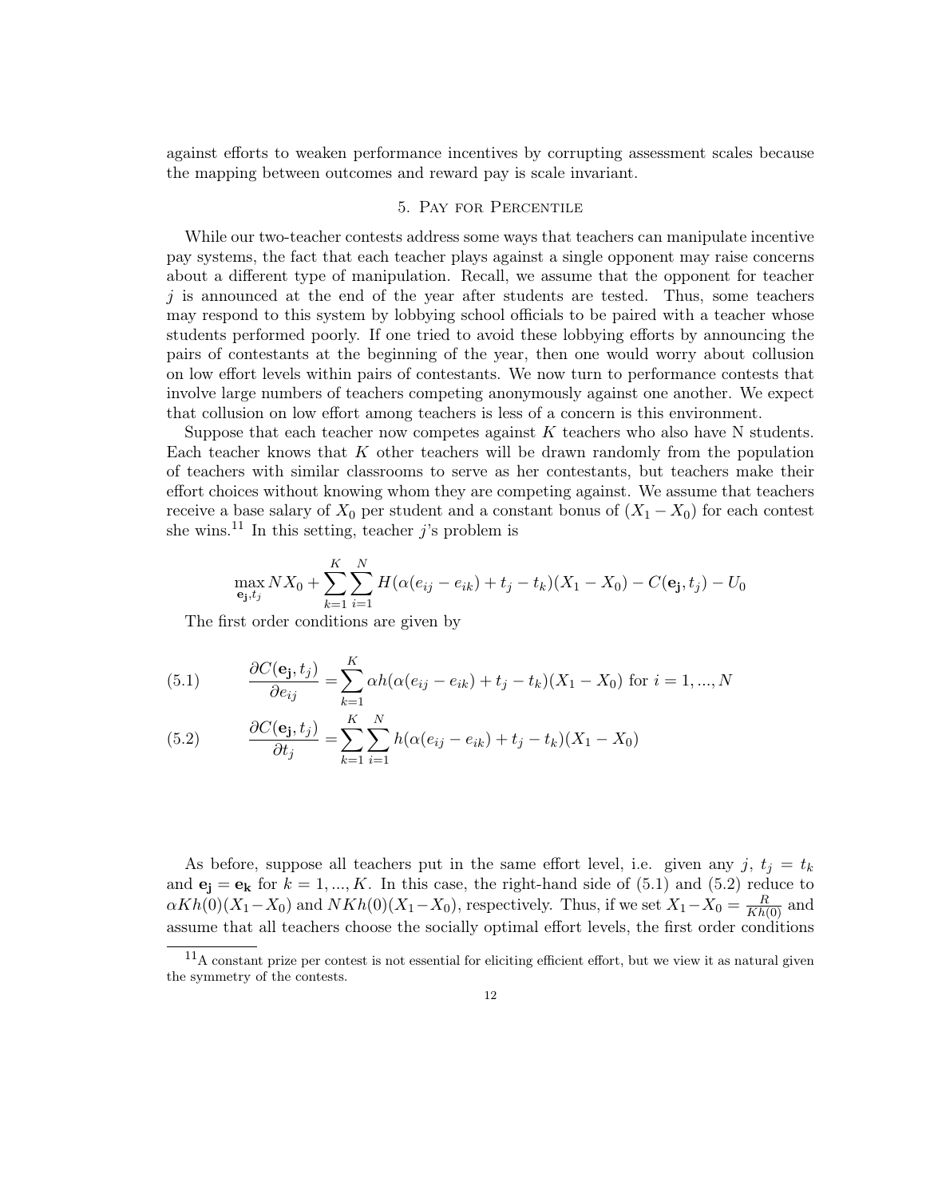against efforts to weaken performance incentives by corrupting assessment scales because the mapping between outcomes and reward pay is scale invariant.

## 5. Pay for Percentile

While our two-teacher contests address some ways that teachers can manipulate incentive pay systems, the fact that each teacher plays against a single opponent may raise concerns about a different type of manipulation. Recall, we assume that the opponent for teacher $j$ is announced at the end of the year after students are tested. Thus, some teachers may respond to this system by lobbying school officials to be paired with a teacher whose students performed poorly. If one tried to avoid these lobbying efforts by announcing the pairs of contestants at the beginning of the year, then one would worry about collusion on low effort levels within pairs of contestants. We now turn to performance contests that involve large numbers of teachers competing anonymously against one another. We expect that collusion on low effort among teachers is less of a concern is this environment.

Suppose that each teacher now competes against $K$ teachers who also have N students. Each teacher knows that $K$ other teachers will be drawn randomly from the population of teachers with similar classrooms to serve as her contestants, but teachers make their effort choices without knowing whom they are competing against. We assume that teachers receive a base salary of $X_0$ per student and a constant bonus of $(X_1 - X_0)$ for each contest she wins.[11] In this setting, teacher $j$'s problem is

$$\max_{\mathbf{e_j},t_j} NX_0 + \sum_{k=1}^{K}\sum_{i=1}^{N} H(\alpha(e_{ij} - e_{ik}) + t_j - t_k)(X_1 - X_0) - C(\mathbf{e_j}, t_j) - U_0$$

The first order conditions are given by

$$\frac{\partial C(\mathbf{e_j}, t_j)}{\partial e_{ij}} = \sum_{k=1}^{K} \alpha h(\alpha(e_{ij} - e_{ik}) + t_j - t_k)(X_1 - X_0) \text{ for } i = 1, ..., N \tag{5.1}$$

$$\frac{\partial C(\mathbf{e_j}, t_j)}{\partial t_j} = \sum_{k=1}^{K}\sum_{i=1}^{N} h(\alpha(e_{ij} - e_{ik}) + t_j - t_k)(X_1 - X_0) \tag{5.2}$$

As before, suppose all teachers put in the same effort level, i.e. given any $j$, $t_j = t_k$ and $\mathbf{e_j} = \mathbf{e_k}$ for $k = 1, ..., K$. In this case, the right-hand side of (5.1) and (5.2) reduce to $\alpha K h(0)(X_1 - X_0)$ and $NKh(0)(X_1 - X_0)$, respectively. Thus, if we set $X_1 - X_0 = \frac{R}{Kh(0)}$ and assume that all teachers choose the socially optimal effort levels, the first order conditions

[11] A constant prize per contest is not essential for eliciting efficient effort, but we view it as natural given the symmetry of the contests.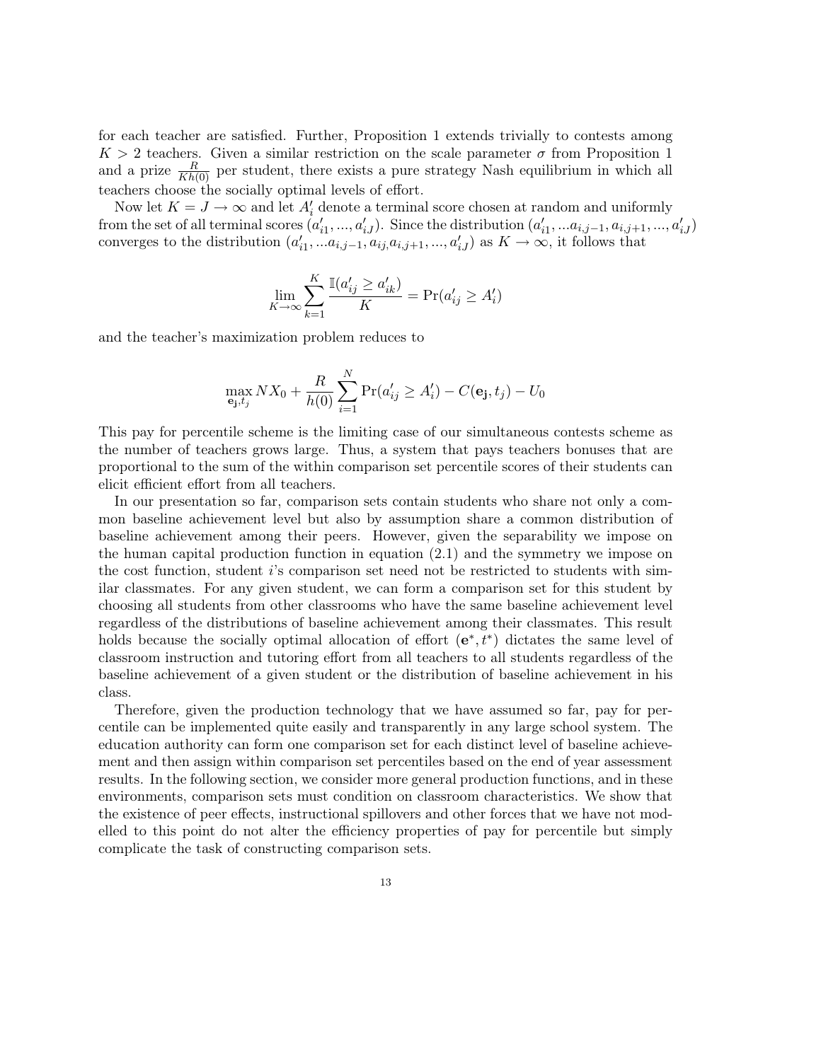for each teacher are satisfied. Further, Proposition 1 extends trivially to contests among $K > 2$ teachers. Given a similar restriction on the scale parameter $\sigma$ from Proposition 1 and a prize $\frac{R}{Kh(0)}$ per student, there exists a pure strategy Nash equilibrium in which all teachers choose the socially optimal levels of effort.

Now let $K = J \to \infty$ and let $A_i'$ denote a terminal score chosen at random and uniformly from the set of all terminal scores $(a_{i1}', ..., a_{iJ}')$. Since the distribution $(a_{i1}', ...a_{i,j-1}, a_{i,j+1}, ..., a_{iJ}')$ converges to the distribution $(a_{i1}', ...a_{i,j-1}, a_{ij}, a_{i,j+1}, ..., a_{iJ}')$ as $K \to \infty$, it follows that

$$\lim_{K \to \infty} \sum_{k=1}^{K} \frac{\mathbb{I}(a_{ij}' \geq a_{ik}')}{K} = \Pr(a_{ij}' \geq A_i')$$

and the teacher's maximization problem reduces to

$$\max_{\mathbf{e_j}, t_j} NX_0 + \frac{R}{h(0)} \sum_{i=1}^{N} \Pr(a_{ij}' \geq A_i') - C(\mathbf{e_j}, t_j) - U_0$$

This pay for percentile scheme is the limiting case of our simultaneous contests scheme as the number of teachers grows large. Thus, a system that pays teachers bonuses that are proportional to the sum of the within comparison set percentile scores of their students can elicit efficient effort from all teachers.

In our presentation so far, comparison sets contain students who share not only a common baseline achievement level but also by assumption share a common distribution of baseline achievement among their peers. However, given the separability we impose on the human capital production function in equation (2.1) and the symmetry we impose on the cost function, student $i$'s comparison set need not be restricted to students with similar classmates. For any given student, we can form a comparison set for this student by choosing all students from other classrooms who have the same baseline achievement level regardless of the distributions of baseline achievement among their classmates. This result holds because the socially optimal allocation of effort $(\mathbf{e}^*, t^*)$ dictates the same level of classroom instruction and tutoring effort from all teachers to all students regardless of the baseline achievement of a given student or the distribution of baseline achievement in his class.

Therefore, given the production technology that we have assumed so far, pay for percentile can be implemented quite easily and transparently in any large school system. The education authority can form one comparison set for each distinct level of baseline achievement and then assign within comparison set percentiles based on the end of year assessment results. In the following section, we consider more general production functions, and in these environments, comparison sets must condition on classroom characteristics. We show that the existence of peer effects, instructional spillovers and other forces that we have not modelled to this point do not alter the efficiency properties of pay for percentile but simply complicate the task of constructing comparison sets.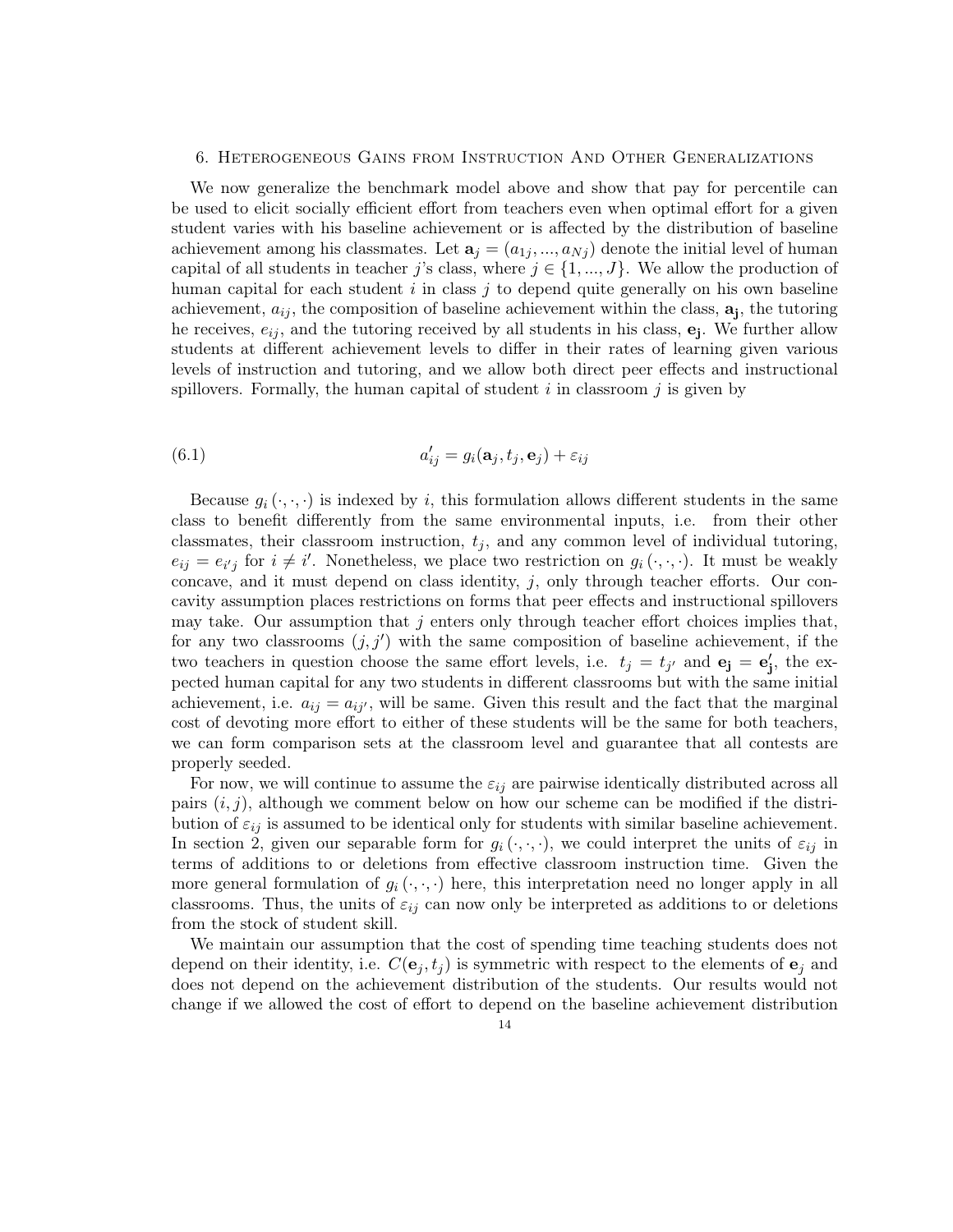## 6. Heterogeneous Gains from Instruction And Other Generalizations

We now generalize the benchmark model above and show that pay for percentile can be used to elicit socially efficient effort from teachers even when optimal effort for a given student varies with his baseline achievement or is affected by the distribution of baseline achievement among his classmates. Let $\mathbf{a}_j = (a_{1j}, ..., a_{Nj})$ denote the initial level of human capital of all students in teacher $j$'s class, where $j \in \{1, ..., J\}$. We allow the production of human capital for each student $i$ in class $j$ to depend quite generally on his own baseline achievement, $a_{ij}$, the composition of baseline achievement within the class, $\mathbf{a_j}$, the tutoring he receives, $e_{ij}$, and the tutoring received by all students in his class, $\mathbf{e_j}$. We further allow students at different achievement levels to differ in their rates of learning given various levels of instruction and tutoring, and we allow both direct peer effects and instructional spillovers. Formally, the human capital of student $i$ in classroom $j$ is given by

$$a'_{ij} = g_i(\mathbf{a}_j, t_j, \mathbf{e}_j) + \varepsilon_{ij} \tag{6.1}$$

Because $g_i(\cdot, \cdot, \cdot)$ is indexed by $i$, this formulation allows different students in the same class to benefit differently from the same environmental inputs, i.e. from their other classmates, their classroom instruction, $t_j$, and any common level of individual tutoring, $e_{ij} = e_{i'j}$ for $i \neq i'$. Nonetheless, we place two restriction on $g_i(\cdot, \cdot, \cdot)$. It must be weakly concave, and it must depend on class identity, $j$, only through teacher efforts. Our concavity assumption places restrictions on forms that peer effects and instructional spillovers may take. Our assumption that $j$ enters only through teacher effort choices implies that, for any two classrooms $(j, j')$ with the same composition of baseline achievement, if the two teachers in question choose the same effort levels, i.e. $t_j = t_{j'}$ and $\mathbf{e_j} = \mathbf{e'_j}$, the expected human capital for any two students in different classrooms but with the same initial achievement, i.e. $a_{ij} = a_{ij'}$, will be same. Given this result and the fact that the marginal cost of devoting more effort to either of these students will be the same for both teachers, we can form comparison sets at the classroom level and guarantee that all contests are properly seeded.

For now, we will continue to assume the $\varepsilon_{ij}$ are pairwise identically distributed across all pairs $(i, j)$, although we comment below on how our scheme can be modified if the distribution of $\varepsilon_{ij}$ is assumed to be identical only for students with similar baseline achievement. In section 2, given our separable form for $g_i(\cdot, \cdot, \cdot)$, we could interpret the units of $\varepsilon_{ij}$ in terms of additions to or deletions from effective classroom instruction time. Given the more general formulation of $g_i(\cdot, \cdot, \cdot)$ here, this interpretation need no longer apply in all classrooms. Thus, the units of $\varepsilon_{ij}$ can now only be interpreted as additions to or deletions from the stock of student skill.

We maintain our assumption that the cost of spending time teaching students does not depend on their identity, i.e. $C(\mathbf{e}_j, t_j)$ is symmetric with respect to the elements of $\mathbf{e}_j$ and does not depend on the achievement distribution of the students. Our results would not change if we allowed the cost of effort to depend on the baseline achievement distribution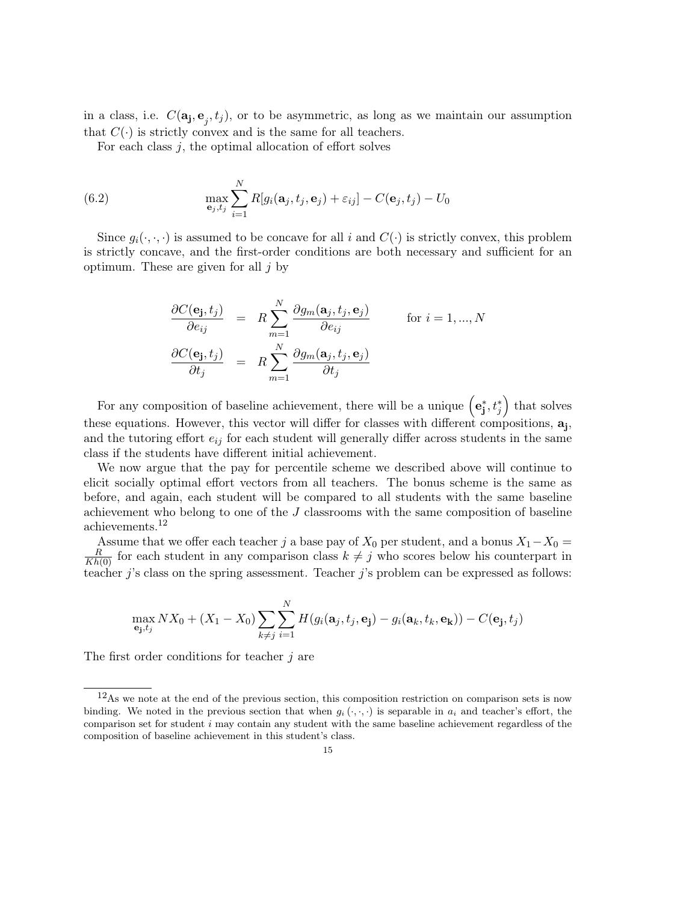in a class, i.e. $C(\mathbf{a_j}, \mathbf{e}_j, t_j)$, or to be asymmetric, as long as we maintain our assumption that $C(\cdot)$ is strictly convex and is the same for all teachers.

For each class $j$, the optimal allocation of effort solves

$$\max_{\mathbf{e}_j, t_j} \sum_{i=1}^{N} R[g_i(\mathbf{a}_j, t_j, \mathbf{e}_j) + \varepsilon_{ij}] - C(\mathbf{e}_j, t_j) - U_0 \tag{6.2}$$

Since $g_i(\cdot,\cdot,\cdot)$ is assumed to be concave for all $i$ and $C(\cdot)$ is strictly convex, this problem is strictly concave, and the first-order conditions are both necessary and sufficient for an optimum. These are given for all $j$ by

$$\begin{aligned}
\frac{\partial C(\mathbf{e_j}, t_j)}{\partial e_{ij}} &= R \sum_{m=1}^{N} \frac{\partial g_m(\mathbf{a}_j, t_j, \mathbf{e}_j)}{\partial e_{ij}} \qquad \text{for } i = 1, ..., N \\
\frac{\partial C(\mathbf{e_j}, t_j)}{\partial t_j} &= R \sum_{m=1}^{N} \frac{\partial g_m(\mathbf{a}_j, t_j, \mathbf{e}_j)}{\partial t_j}
\end{aligned}$$

For any composition of baseline achievement, there will be a unique $\left(\mathbf{e_j^*}, t_j^*\right)$ that solves these equations. However, this vector will differ for classes with different compositions, $\mathbf{a_j}$, and the tutoring effort $e_{ij}$ for each student will generally differ across students in the same class if the students have different initial achievement.

We now argue that the pay for percentile scheme we described above will continue to elicit socially optimal effort vectors from all teachers. The bonus scheme is the same as before, and again, each student will be compared to all students with the same baseline achievement who belong to one of the $J$ classrooms with the same composition of baseline achievements.[12]

Assume that we offer each teacher $j$ a base pay of $X_0$ per student, and a bonus $X_1 - X_0 = \frac{R}{Kh(0)}$ for each student in any comparison class $k \neq j$ who scores below his counterpart in teacher $j$'s class on the spring assessment. Teacher $j$'s problem can be expressed as follows:

$$\max_{\mathbf{e_j}, t_j} NX_0 + (X_1 - X_0) \sum_{k \neq j} \sum_{i=1}^{N} H(g_i(\mathbf{a}_j, t_j, \mathbf{e_j}) - g_i(\mathbf{a}_k, t_k, \mathbf{e_k})) - C(\mathbf{e_j}, t_j)$$

The first order conditions for teacher $j$ are

[12] As we note at the end of the previous section, this composition restriction on comparison sets is now binding. We noted in the previous section that when $g_i(\cdot,\cdot,\cdot)$ is separable in $a_i$ and teacher's effort, the comparison set for student $i$ may contain any student with the same baseline achievement regardless of the composition of baseline achievement in this student's class.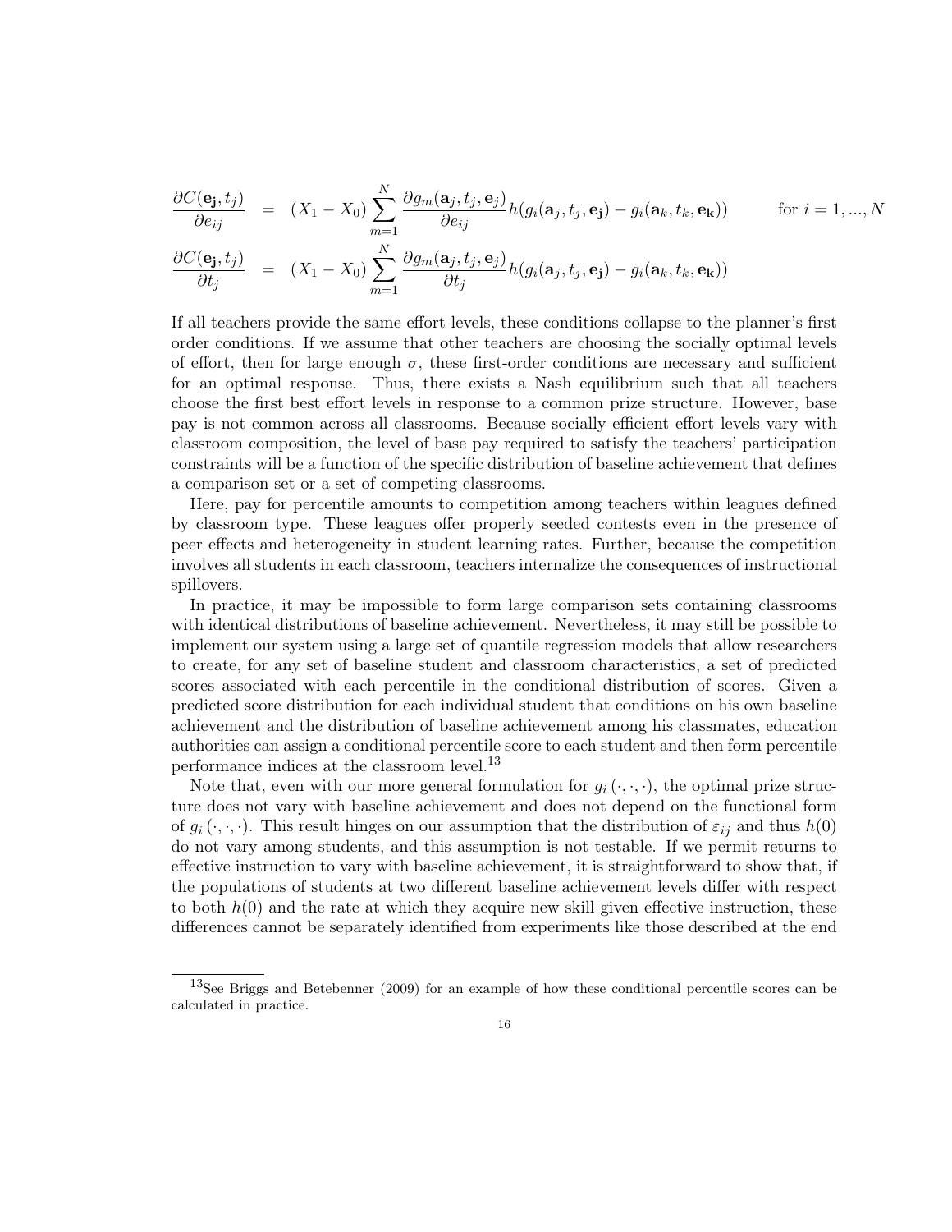$$
\begin{aligned}
\frac{\partial C(\mathbf{e_j}, t_j)}{\partial e_{ij}} &= (X_1 - X_0) \sum_{m=1}^{N} \frac{\partial g_m(\mathbf{a}_j, t_j, \mathbf{e}_j)}{\partial e_{ij}} h(g_i(\mathbf{a}_j, t_j, \mathbf{e_j}) - g_i(\mathbf{a}_k, t_k, \mathbf{e_k})) \qquad \text{for } i = 1, ..., N \\
\frac{\partial C(\mathbf{e_j}, t_j)}{\partial t_j} &= (X_1 - X_0) \sum_{m=1}^{N} \frac{\partial g_m(\mathbf{a}_j, t_j, \mathbf{e}_j)}{\partial t_j} h(g_i(\mathbf{a}_j, t_j, \mathbf{e_j}) - g_i(\mathbf{a}_k, t_k, \mathbf{e_k}))
\end{aligned}
$$

If all teachers provide the same effort levels, these conditions collapse to the planner's first order conditions. If we assume that other teachers are choosing the socially optimal levels of effort, then for large enough $\sigma$, these first-order conditions are necessary and sufficient for an optimal response. Thus, there exists a Nash equilibrium such that all teachers choose the first best effort levels in response to a common prize structure. However, base pay is not common across all classrooms. Because socially efficient effort levels vary with classroom composition, the level of base pay required to satisfy the teachers' participation constraints will be a function of the specific distribution of baseline achievement that defines a comparison set or a set of competing classrooms.

Here, pay for percentile amounts to competition among teachers within leagues defined by classroom type. These leagues offer properly seeded contests even in the presence of peer effects and heterogeneity in student learning rates. Further, because the competition involves all students in each classroom, teachers internalize the consequences of instructional spillovers.

In practice, it may be impossible to form large comparison sets containing classrooms with identical distributions of baseline achievement. Nevertheless, it may still be possible to implement our system using a large set of quantile regression models that allow researchers to create, for any set of baseline student and classroom characteristics, a set of predicted scores associated with each percentile in the conditional distribution of scores. Given a predicted score distribution for each individual student that conditions on his own baseline achievement and the distribution of baseline achievement among his classmates, education authorities can assign a conditional percentile score to each student and then form percentile performance indices at the classroom level.[13]

Note that, even with our more general formulation for $g_i(\cdot,\cdot,\cdot)$, the optimal prize structure does not vary with baseline achievement and does not depend on the functional form of $g_i(\cdot,\cdot,\cdot)$. This result hinges on our assumption that the distribution of $\varepsilon_{ij}$ and thus $h(0)$ do not vary among students, and this assumption is not testable. If we permit returns to effective instruction to vary with baseline achievement, it is straightforward to show that, if the populations of students at two different baseline achievement levels differ with respect to both $h(0)$ and the rate at which they acquire new skill given effective instruction, these differences cannot be separately identified from experiments like those described at the end

[13]See Briggs and Betebenner (2009) for an example of how these conditional percentile scores can be calculated in practice.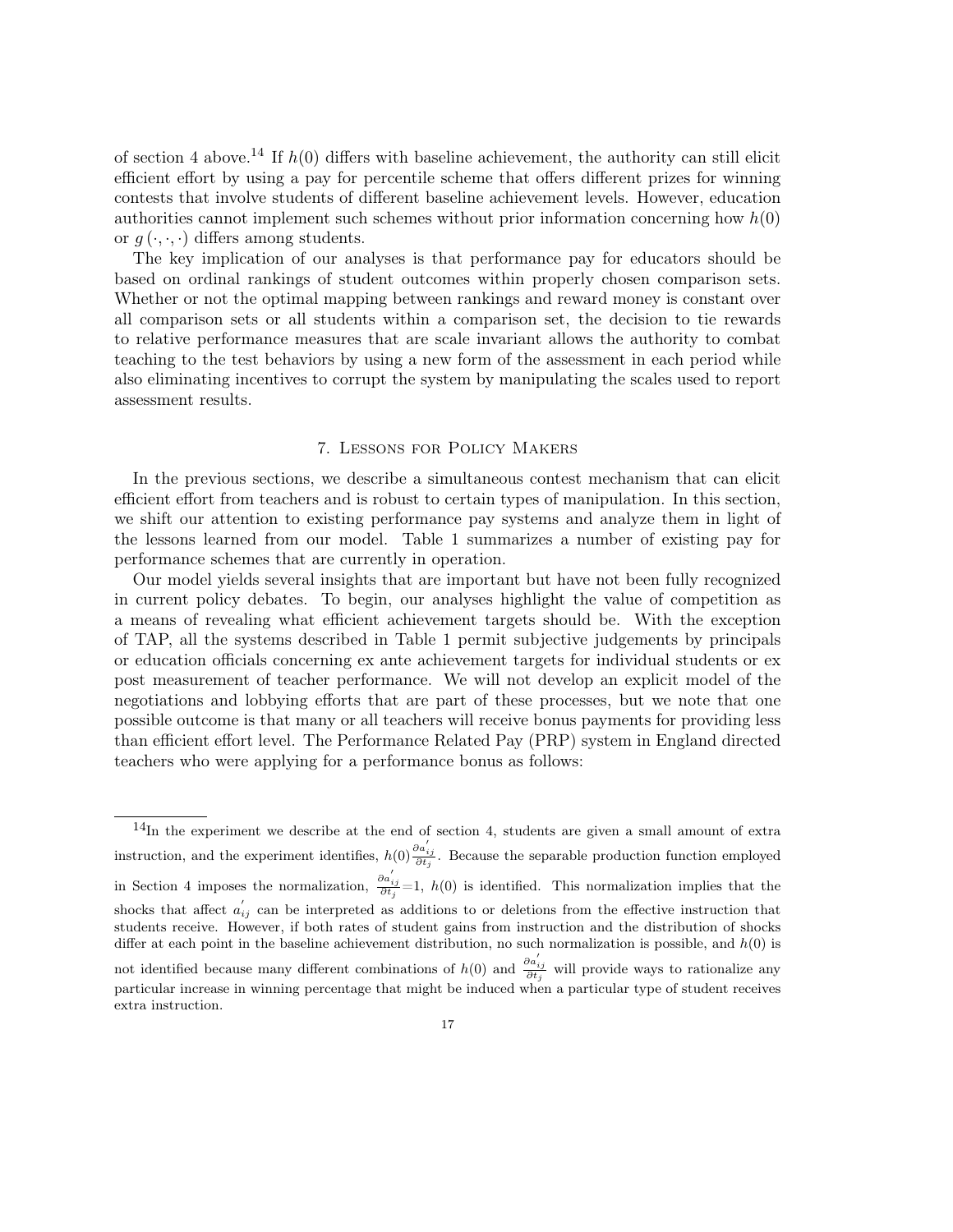of section 4 above.[14] If $h(0)$ differs with baseline achievement, the authority can still elicit efficient effort by using a pay for percentile scheme that offers different prizes for winning contests that involve students of different baseline achievement levels. However, education authorities cannot implement such schemes without prior information concerning how $h(0)$ or $g(\cdot,\cdot,\cdot)$ differs among students.

The key implication of our analyses is that performance pay for educators should be based on ordinal rankings of student outcomes within properly chosen comparison sets. Whether or not the optimal mapping between rankings and reward money is constant over all comparison sets or all students within a comparison set, the decision to tie rewards to relative performance measures that are scale invariant allows the authority to combat teaching to the test behaviors by using a new form of the assessment in each period while also eliminating incentives to corrupt the system by manipulating the scales used to report assessment results.

## 7. Lessons for Policy Makers

In the previous sections, we describe a simultaneous contest mechanism that can elicit efficient effort from teachers and is robust to certain types of manipulation. In this section, we shift our attention to existing performance pay systems and analyze them in light of the lessons learned from our model. Table 1 summarizes a number of existing pay for performance schemes that are currently in operation.

Our model yields several insights that are important but have not been fully recognized in current policy debates. To begin, our analyses highlight the value of competition as a means of revealing what efficient achievement targets should be. With the exception of TAP, all the systems described in Table 1 permit subjective judgements by principals or education officials concerning ex ante achievement targets for individual students or ex post measurement of teacher performance. We will not develop an explicit model of the negotiations and lobbying efforts that are part of these processes, but we note that one possible outcome is that many or all teachers will receive bonus payments for providing less than efficient effort level. The Performance Related Pay (PRP) system in England directed teachers who were applying for a performance bonus as follows:

---

[14]In the experiment we describe at the end of section 4, students are given a small amount of extra instruction, and the experiment identifies, $h(0)\frac{\partial a'_{ij}}{\partial t_j}$. Because the separable production function employed in Section 4 imposes the normalization, $\frac{\partial a'_{ij}}{\partial t_j}=1$, $h(0)$ is identified. This normalization implies that the shocks that affect $a'_{ij}$ can be interpreted as additions to or deletions from the effective instruction that students receive. However, if both rates of student gains from instruction and the distribution of shocks differ at each point in the baseline achievement distribution, no such normalization is possible, and $h(0)$ is not identified because many different combinations of $h(0)$ and $\frac{\partial a'_{ij}}{\partial t_j}$ will provide ways to rationalize any particular increase in winning percentage that might be induced when a particular type of student receives extra instruction.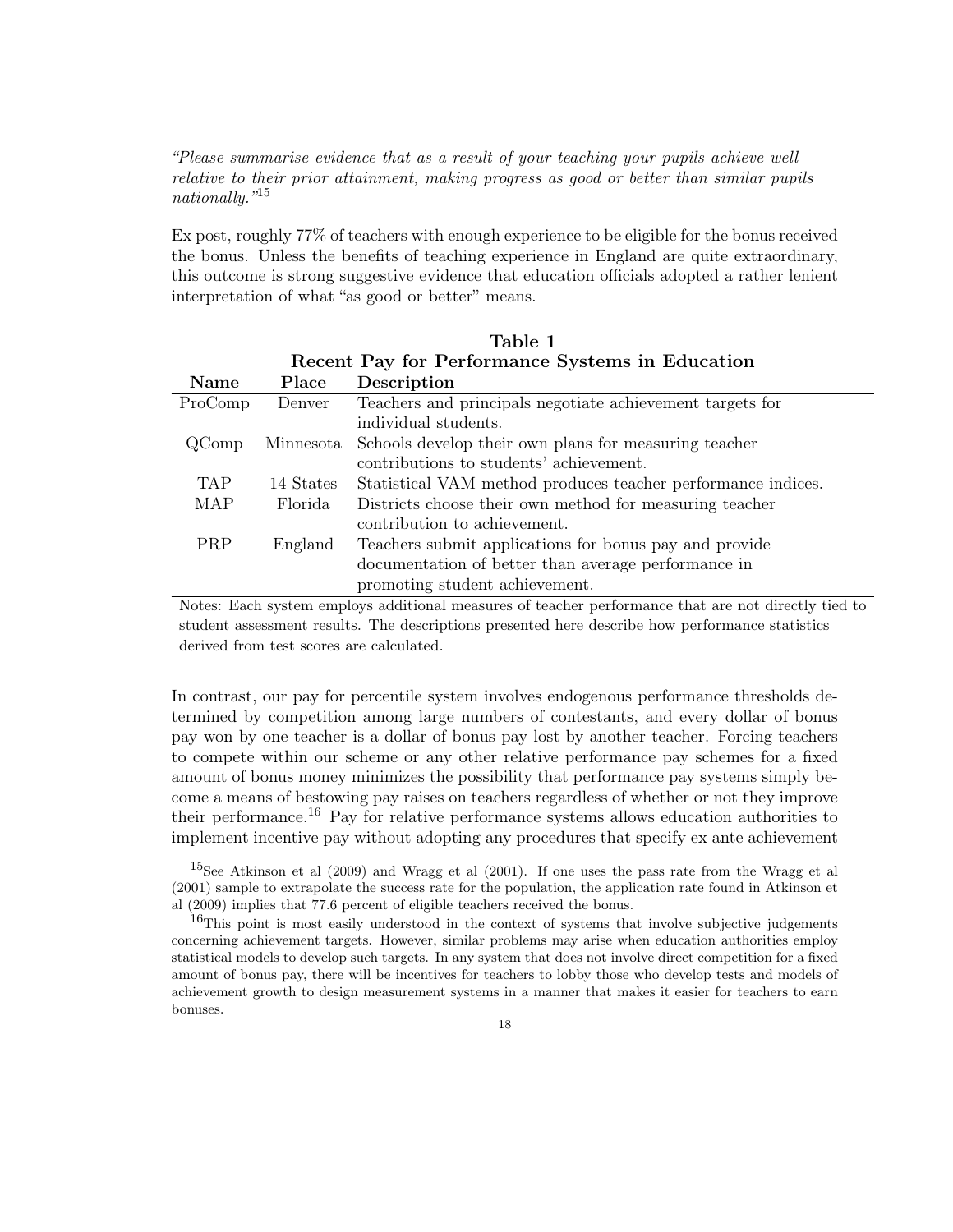*"Please summarise evidence that as a result of your teaching your pupils achieve well relative to their prior attainment, making progress as good or better than similar pupils nationally."*[15]

Ex post, roughly 77% of teachers with enough experience to be eligible for the bonus received the bonus. Unless the benefits of teaching experience in England are quite extraordinary, this outcome is strong suggestive evidence that education officials adopted a rather lenient interpretation of what "as good or better" means.

**Table 1**
**Recent Pay for Performance Systems in Education**

| Name | Place | Description |
|---|---|---|
| ProComp | Denver | Teachers and principals negotiate achievement targets for individual students. |
| QComp | Minnesota | Schools develop their own plans for measuring teacher contributions to students' achievement. |
| TAP | 14 States | Statistical VAM method produces teacher performance indices. |
| MAP | Florida | Districts choose their own method for measuring teacher contribution to achievement. |
| PRP | England | Teachers submit applications for bonus pay and provide documentation of better than average performance in promoting student achievement. |

Notes: Each system employs additional measures of teacher performance that are not directly tied to student assessment results. The descriptions presented here describe how performance statistics derived from test scores are calculated.

In contrast, our pay for percentile system involves endogenous performance thresholds determined by competition among large numbers of contestants, and every dollar of bonus pay won by one teacher is a dollar of bonus pay lost by another teacher. Forcing teachers to compete within our scheme or any other relative performance pay schemes for a fixed amount of bonus money minimizes the possibility that performance pay systems simply become a means of bestowing pay raises on teachers regardless of whether or not they improve their performance.[16] Pay for relative performance systems allows education authorities to implement incentive pay without adopting any procedures that specify ex ante achievement

[15] See Atkinson et al (2009) and Wragg et al (2001). If one uses the pass rate from the Wragg et al (2001) sample to extrapolate the success rate for the population, the application rate found in Atkinson et al (2009) implies that 77.6 percent of eligible teachers received the bonus.

[16] This point is most easily understood in the context of systems that involve subjective judgements concerning achievement targets. However, similar problems may arise when education authorities employ statistical models to develop such targets. In any system that does not involve direct competition for a fixed amount of bonus pay, there will be incentives for teachers to lobby those who develop tests and models of achievement growth to design measurement systems in a manner that makes it easier for teachers to earn bonuses.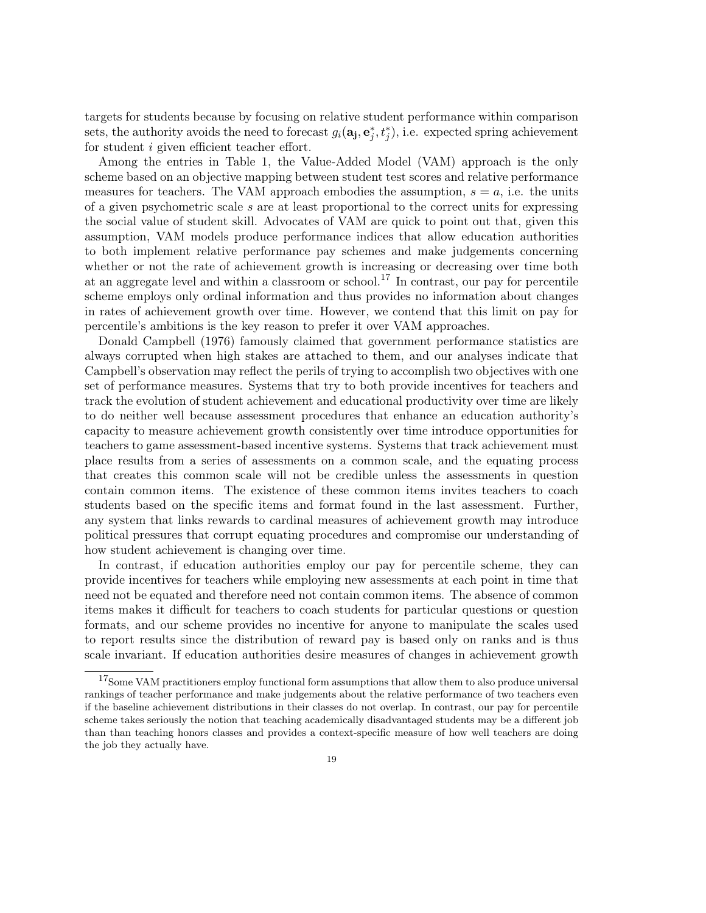targets for students because by focusing on relative student performance within comparison sets, the authority avoids the need to forecast $g_i(\mathbf{a_j}, \mathbf{e}_j^*, t_j^*)$, i.e. expected spring achievement for student $i$ given efficient teacher effort.

Among the entries in Table 1, the Value-Added Model (VAM) approach is the only scheme based on an objective mapping between student test scores and relative performance measures for teachers. The VAM approach embodies the assumption, $s = a$, i.e. the units of a given psychometric scale $s$ are at least proportional to the correct units for expressing the social value of student skill. Advocates of VAM are quick to point out that, given this assumption, VAM models produce performance indices that allow education authorities to both implement relative performance pay schemes and make judgements concerning whether or not the rate of achievement growth is increasing or decreasing over time both at an aggregate level and within a classroom or school.[17] In contrast, our pay for percentile scheme employs only ordinal information and thus provides no information about changes in rates of achievement growth over time. However, we contend that this limit on pay for percentile's ambitions is the key reason to prefer it over VAM approaches.

Donald Campbell (1976) famously claimed that government performance statistics are always corrupted when high stakes are attached to them, and our analyses indicate that Campbell's observation may reflect the perils of trying to accomplish two objectives with one set of performance measures. Systems that try to both provide incentives for teachers and track the evolution of student achievement and educational productivity over time are likely to do neither well because assessment procedures that enhance an education authority's capacity to measure achievement growth consistently over time introduce opportunities for teachers to game assessment-based incentive systems. Systems that track achievement must place results from a series of assessments on a common scale, and the equating process that creates this common scale will not be credible unless the assessments in question contain common items. The existence of these common items invites teachers to coach students based on the specific items and format found in the last assessment. Further, any system that links rewards to cardinal measures of achievement growth may introduce political pressures that corrupt equating procedures and compromise our understanding of how student achievement is changing over time.

In contrast, if education authorities employ our pay for percentile scheme, they can provide incentives for teachers while employing new assessments at each point in time that need not be equated and therefore need not contain common items. The absence of common items makes it difficult for teachers to coach students for particular questions or question formats, and our scheme provides no incentive for anyone to manipulate the scales used to report results since the distribution of reward pay is based only on ranks and is thus scale invariant. If education authorities desire measures of changes in achievement growth

---

[17] Some VAM practitioners employ functional form assumptions that allow them to also produce universal rankings of teacher performance and make judgements about the relative performance of two teachers even if the baseline achievement distributions in their classes do not overlap. In contrast, our pay for percentile scheme takes seriously the notion that teaching academically disadvantaged students may be a different job than than teaching honors classes and provides a context-specific measure of how well teachers are doing the job they actually have.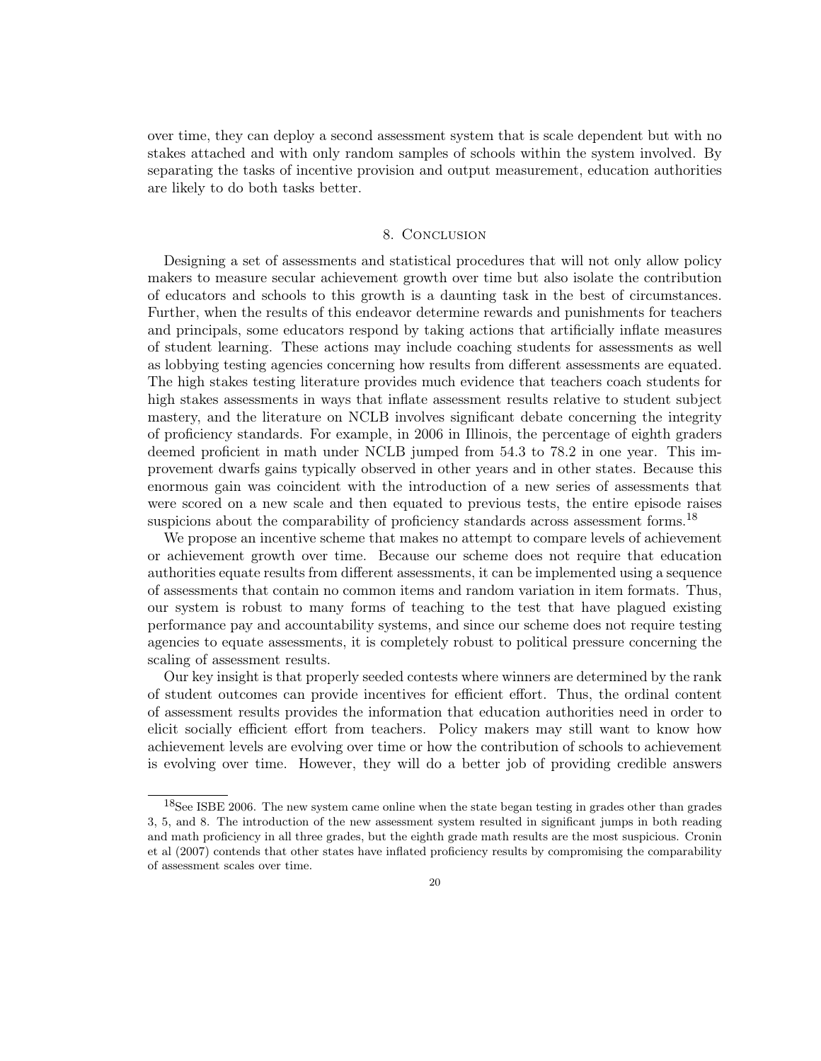over time, they can deploy a second assessment system that is scale dependent but with no stakes attached and with only random samples of schools within the system involved. By separating the tasks of incentive provision and output measurement, education authorities are likely to do both tasks better.

## 8. Conclusion

Designing a set of assessments and statistical procedures that will not only allow policy makers to measure secular achievement growth over time but also isolate the contribution of educators and schools to this growth is a daunting task in the best of circumstances. Further, when the results of this endeavor determine rewards and punishments for teachers and principals, some educators respond by taking actions that artificially inflate measures of student learning. These actions may include coaching students for assessments as well as lobbying testing agencies concerning how results from different assessments are equated. The high stakes testing literature provides much evidence that teachers coach students for high stakes assessments in ways that inflate assessment results relative to student subject mastery, and the literature on NCLB involves significant debate concerning the integrity of proficiency standards. For example, in 2006 in Illinois, the percentage of eighth graders deemed proficient in math under NCLB jumped from 54.3 to 78.2 in one year. This improvement dwarfs gains typically observed in other years and in other states. Because this enormous gain was coincident with the introduction of a new series of assessments that were scored on a new scale and then equated to previous tests, the entire episode raises suspicions about the comparability of proficiency standards across assessment forms.[18]

We propose an incentive scheme that makes no attempt to compare levels of achievement or achievement growth over time. Because our scheme does not require that education authorities equate results from different assessments, it can be implemented using a sequence of assessments that contain no common items and random variation in item formats. Thus, our system is robust to many forms of teaching to the test that have plagued existing performance pay and accountability systems, and since our scheme does not require testing agencies to equate assessments, it is completely robust to political pressure concerning the scaling of assessment results.

Our key insight is that properly seeded contests where winners are determined by the rank of student outcomes can provide incentives for efficient effort. Thus, the ordinal content of assessment results provides the information that education authorities need in order to elicit socially efficient effort from teachers. Policy makers may still want to know how achievement levels are evolving over time or how the contribution of schools to achievement is evolving over time. However, they will do a better job of providing credible answers

---

[18] See ISBE 2006. The new system came online when the state began testing in grades other than grades 3, 5, and 8. The introduction of the new assessment system resulted in significant jumps in both reading and math proficiency in all three grades, but the eighth grade math results are the most suspicious. Cronin et al (2007) contends that other states have inflated proficiency results by compromising the comparability of assessment scales over time.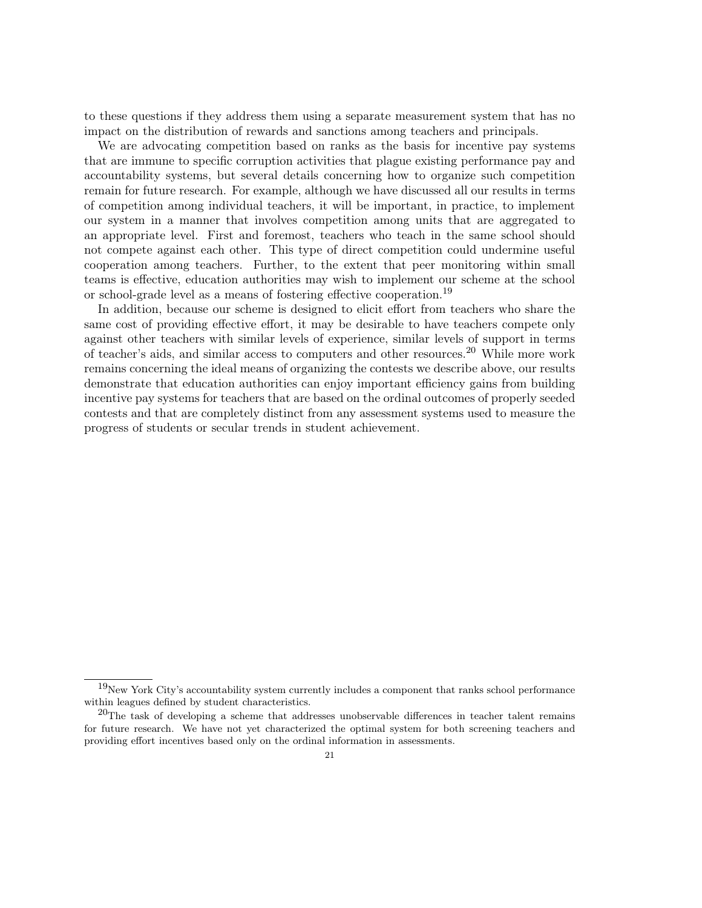to these questions if they address them using a separate measurement system that has no impact on the distribution of rewards and sanctions among teachers and principals.

We are advocating competition based on ranks as the basis for incentive pay systems that are immune to specific corruption activities that plague existing performance pay and accountability systems, but several details concerning how to organize such competition remain for future research. For example, although we have discussed all our results in terms of competition among individual teachers, it will be important, in practice, to implement our system in a manner that involves competition among units that are aggregated to an appropriate level. First and foremost, teachers who teach in the same school should not compete against each other. This type of direct competition could undermine useful cooperation among teachers. Further, to the extent that peer monitoring within small teams is effective, education authorities may wish to implement our scheme at the school or school-grade level as a means of fostering effective cooperation.[19]

In addition, because our scheme is designed to elicit effort from teachers who share the same cost of providing effective effort, it may be desirable to have teachers compete only against other teachers with similar levels of experience, similar levels of support in terms of teacher's aids, and similar access to computers and other resources.[20] While more work remains concerning the ideal means of organizing the contests we describe above, our results demonstrate that education authorities can enjoy important efficiency gains from building incentive pay systems for teachers that are based on the ordinal outcomes of properly seeded contests and that are completely distinct from any assessment systems used to measure the progress of students or secular trends in student achievement.

---

[19] New York City's accountability system currently includes a component that ranks school performance within leagues defined by student characteristics.

[20] The task of developing a scheme that addresses unobservable differences in teacher talent remains for future research. We have not yet characterized the optimal system for both screening teachers and providing effort incentives based only on the ordinal information in assessments.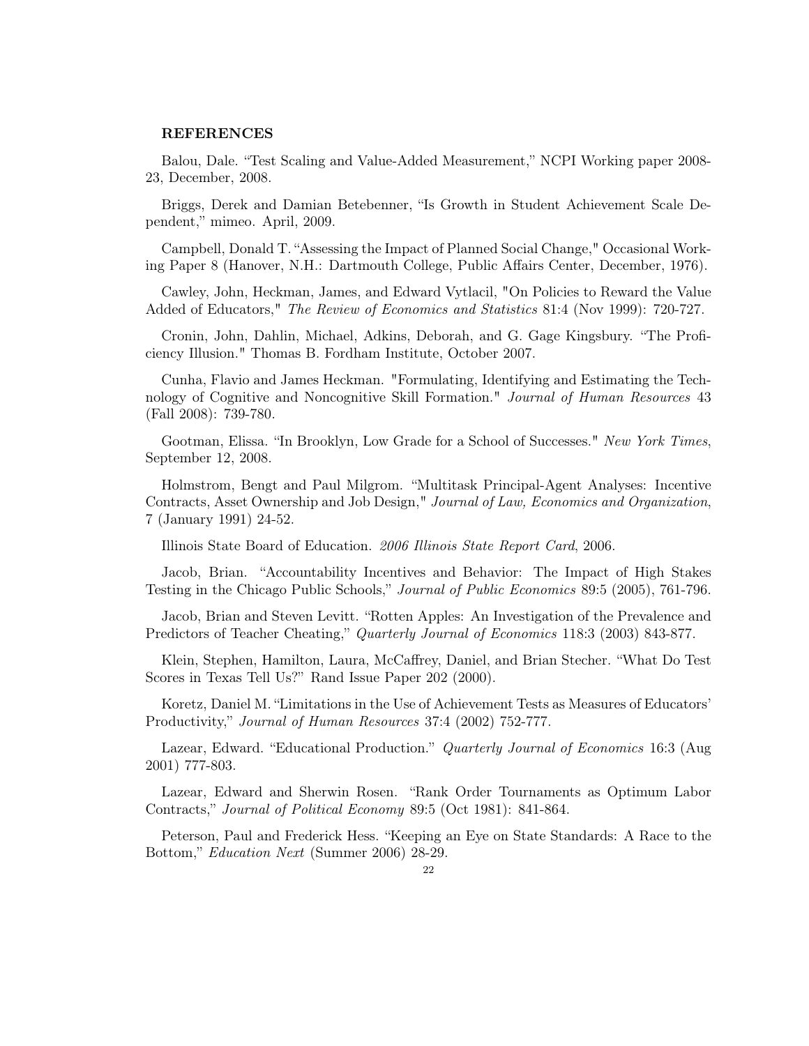**REFERENCES**

Balou, Dale. "Test Scaling and Value-Added Measurement," NCPI Working paper 2008-23, December, 2008.

Briggs, Derek and Damian Betebenner, "Is Growth in Student Achievement Scale Dependent," mimeo. April, 2009.

Campbell, Donald T. "Assessing the Impact of Planned Social Change," Occasional Working Paper 8 (Hanover, N.H.: Dartmouth College, Public Affairs Center, December, 1976).

Cawley, John, Heckman, James, and Edward Vytlacil, "On Policies to Reward the Value Added of Educators," *The Review of Economics and Statistics* 81:4 (Nov 1999): 720-727.

Cronin, John, Dahlin, Michael, Adkins, Deborah, and G. Gage Kingsbury. "The Proficiency Illusion." Thomas B. Fordham Institute, October 2007.

Cunha, Flavio and James Heckman. "Formulating, Identifying and Estimating the Technology of Cognitive and Noncognitive Skill Formation." *Journal of Human Resources* 43 (Fall 2008): 739-780.

Gootman, Elissa. "In Brooklyn, Low Grade for a School of Successes." *New York Times*, September 12, 2008.

Holmstrom, Bengt and Paul Milgrom. "Multitask Principal-Agent Analyses: Incentive Contracts, Asset Ownership and Job Design," *Journal of Law, Economics and Organization*, 7 (January 1991) 24-52.

Illinois State Board of Education. *2006 Illinois State Report Card*, 2006.

Jacob, Brian. "Accountability Incentives and Behavior: The Impact of High Stakes Testing in the Chicago Public Schools," *Journal of Public Economics* 89:5 (2005), 761-796.

Jacob, Brian and Steven Levitt. "Rotten Apples: An Investigation of the Prevalence and Predictors of Teacher Cheating," *Quarterly Journal of Economics* 118:3 (2003) 843-877.

Klein, Stephen, Hamilton, Laura, McCaffrey, Daniel, and Brian Stecher. "What Do Test Scores in Texas Tell Us?" Rand Issue Paper 202 (2000).

Koretz, Daniel M. "Limitations in the Use of Achievement Tests as Measures of Educators' Productivity," *Journal of Human Resources* 37:4 (2002) 752-777.

Lazear, Edward. "Educational Production." *Quarterly Journal of Economics* 16:3 (Aug 2001) 777-803.

Lazear, Edward and Sherwin Rosen. "Rank Order Tournaments as Optimum Labor Contracts," *Journal of Political Economy* 89:5 (Oct 1981): 841-864.

Peterson, Paul and Frederick Hess. "Keeping an Eye on State Standards: A Race to the Bottom," *Education Next* (Summer 2006) 28-29.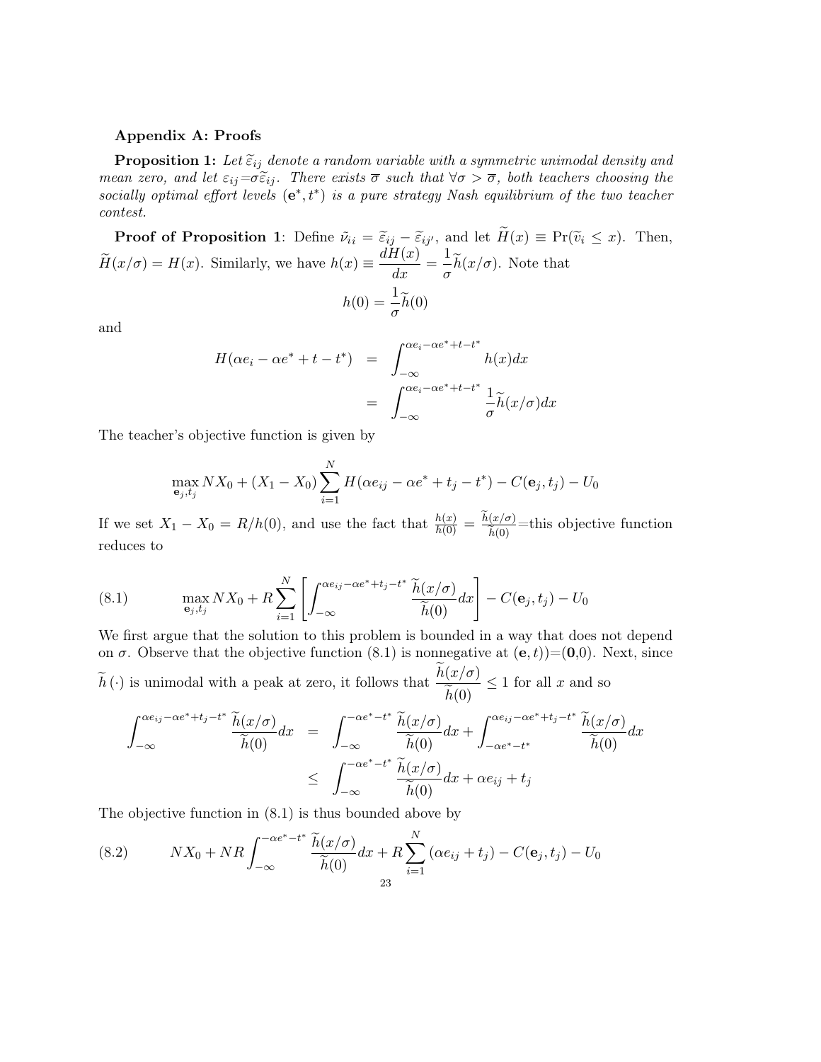**Appendix A: Proofs**

**Proposition 1:** *Let $\widetilde{\varepsilon}_{ij}$ denote a random variable with a symmetric unimodal density and mean zero, and let $\varepsilon_{ij}$=$\sigma\widetilde{\varepsilon}_{ij}$. There exists $\overline{\sigma}$ such that $\forall\sigma > \overline{\sigma}$, both teachers choosing the socially optimal effort levels $(\mathbf{e}^*, t^*)$ is a pure strategy Nash equilibrium of the two teacher contest.*

**Proof of Proposition 1**: Define $\tilde{\nu}_{ii} = \widetilde{\varepsilon}_{ij} - \widetilde{\varepsilon}_{ij'}$, and let $\widetilde{H}(x) \equiv \Pr(\widetilde{v}_i \leq x)$. Then, $\widetilde{H}(x/\sigma) = H(x)$. Similarly, we have $h(x) \equiv \dfrac{dH(x)}{dx} = \dfrac{1}{\sigma}\widetilde{h}(x/\sigma)$. Note that

$$h(0) = \frac{1}{\sigma}\widetilde{h}(0)$$

and

$$\begin{aligned}
H(\alpha e_i - \alpha e^* + t - t^*) &= \int_{-\infty}^{\alpha e_i - \alpha e^* + t - t^*} h(x)dx \\
&= \int_{-\infty}^{\alpha e_i - \alpha e^* + t - t^*} \frac{1}{\sigma}\widetilde{h}(x/\sigma)dx
\end{aligned}$$

The teacher's objective function is given by

$$\max_{\mathbf{e}_j, t_j} NX_0 + (X_1 - X_0)\sum_{i=1}^{N} H(\alpha e_{ij} - \alpha e^* + t_j - t^*) - C(\mathbf{e}_j, t_j) - U_0$$

If we set $X_1 - X_0 = R/h(0)$, and use the fact that $\frac{h(x)}{h(0)} = \frac{\widetilde{h}(x/\sigma)}{\widetilde{h}(0)}$=this objective function reduces to

$$\max_{\mathbf{e}_j, t_j} NX_0 + R\sum_{i=1}^{N}\left[\int_{-\infty}^{\alpha e_{ij} - \alpha e^* + t_j - t^*} \frac{\widetilde{h}(x/\sigma)}{\widetilde{h}(0)}dx\right] - C(\mathbf{e}_j, t_j) - U_0 \tag{8.1}$$

We first argue that the solution to this problem is bounded in a way that does not depend on $\sigma$. Observe that the objective function (8.1) is nonnegative at $(\mathbf{e}, t))$=$(\mathbf{0}$,0). Next, since $\widetilde{h}(\cdot)$ is unimodal with a peak at zero, it follows that $\dfrac{\widetilde{h}(x/\sigma)}{\widetilde{h}(0)} \leq 1$ for all $x$ and so

$$\begin{aligned}
\int_{-\infty}^{\alpha e_{ij} - \alpha e^* + t_j - t^*} \frac{\widetilde{h}(x/\sigma)}{\widetilde{h}(0)}dx &= \int_{-\infty}^{-\alpha e^* - t^*} \frac{\widetilde{h}(x/\sigma)}{\widetilde{h}(0)}dx + \int_{-\alpha e^* - t^*}^{\alpha e_{ij} - \alpha e^* + t_j - t^*} \frac{\widetilde{h}(x/\sigma)}{\widetilde{h}(0)}dx \\
&\leq \int_{-\infty}^{-\alpha e^* - t^*} \frac{\widetilde{h}(x/\sigma)}{\widetilde{h}(0)}dx + \alpha e_{ij} + t_j
\end{aligned}$$

The objective function in (8.1) is thus bounded above by

$$NX_0 + NR\int_{-\infty}^{-\alpha e^* - t^*} \frac{\widetilde{h}(x/\sigma)}{\widetilde{h}(0)}dx + R\sum_{i=1}^{N}(\alpha e_{ij} + t_j) - C(\mathbf{e}_j, t_j) - U_0 \tag{8.2}$$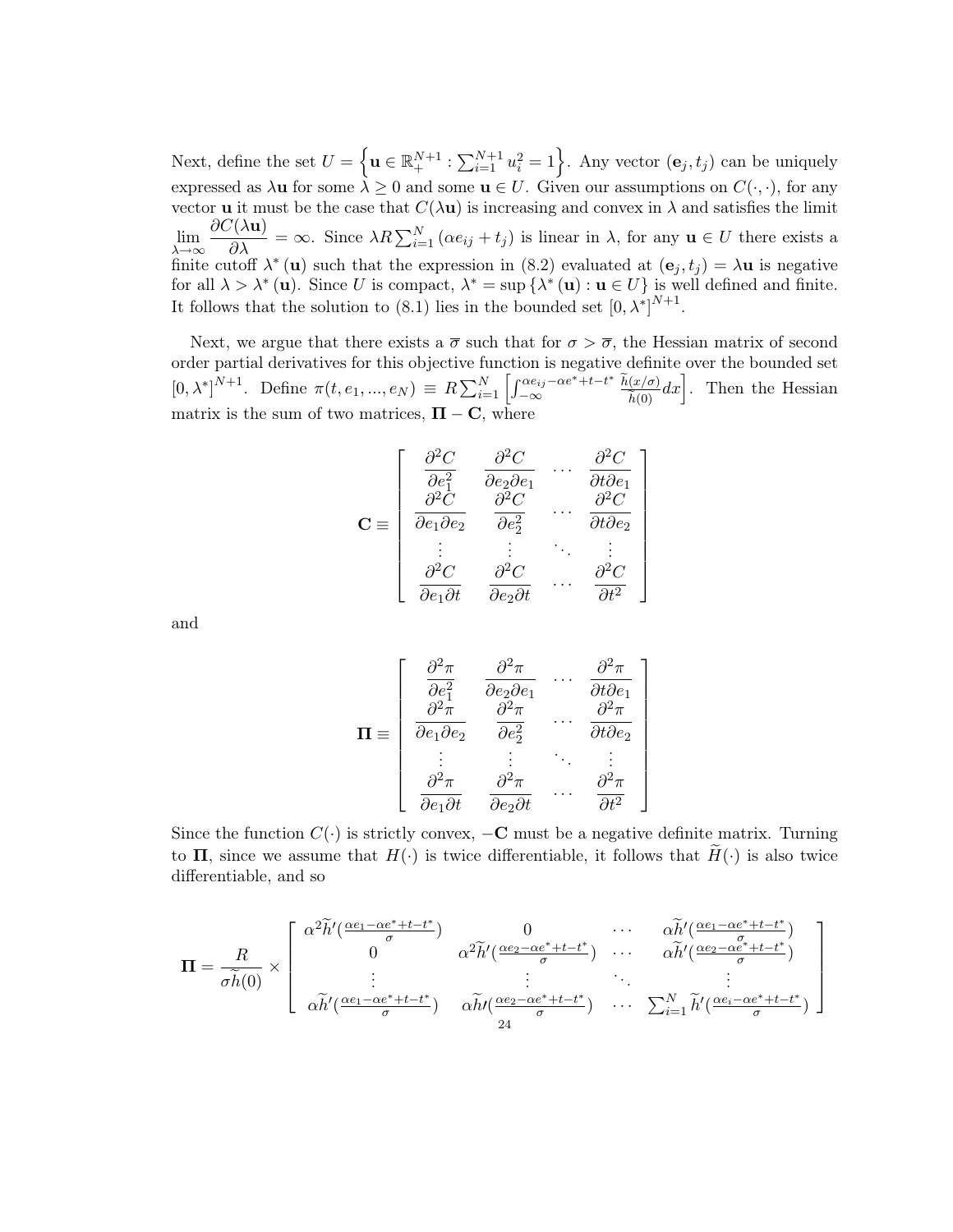Next, define the set $U = \left\{ \mathbf{u} \in \mathbb{R}_+^{N+1} : \sum_{i=1}^{N+1} u_i^2 = 1 \right\}$. Any vector $(\mathbf{e}_j, t_j)$ can be uniquely expressed as $\lambda \mathbf{u}$ for some $\lambda \geq 0$ and some $\mathbf{u} \in U$. Given our assumptions on $C(\cdot, \cdot)$, for any vector $\mathbf{u}$ it must be the case that $C(\lambda \mathbf{u})$ is increasing and convex in $\lambda$ and satisfies the limit $\lim_{\lambda \to \infty} \dfrac{\partial C(\lambda \mathbf{u})}{\partial \lambda} = \infty$. Since $\lambda R \sum_{i=1}^{N} (\alpha e_{ij} + t_j)$ is linear in $\lambda$, for any $\mathbf{u} \in U$ there exists a finite cutoff $\lambda^*(\mathbf{u})$ such that the expression in (8.2) evaluated at $(\mathbf{e}_j, t_j) = \lambda \mathbf{u}$ is negative for all $\lambda > \lambda^*(\mathbf{u})$. Since $U$ is compact, $\lambda^* = \sup \{\lambda^*(\mathbf{u}) : \mathbf{u} \in U\}$ is well defined and finite. It follows that the solution to (8.1) lies in the bounded set $[0, \lambda^*]^{N+1}$.

Next, we argue that there exists a $\overline{\sigma}$ such that for $\sigma > \overline{\sigma}$, the Hessian matrix of second order partial derivatives for this objective function is negative definite over the bounded set $[0, \lambda^*]^{N+1}$. Define $\pi(t, e_1, ..., e_N) \equiv R \sum_{i=1}^{N} \left[ \int_{-\infty}^{\alpha e_{ij} - \alpha e^* + t - t^*} \frac{\widetilde{h}(x/\sigma)}{\widetilde{h}(0)} dx \right]$. Then the Hessian matrix is the sum of two matrices, $\mathbf{\Pi} - \mathbf{C}$, where

$$
\mathbf{C} \equiv \begin{bmatrix}
\dfrac{\partial^2 C}{\partial e_1^2} & \dfrac{\partial^2 C}{\partial e_2 \partial e_1} & \cdots & \dfrac{\partial^2 C}{\partial t \partial e_1} \\
\dfrac{\partial^2 C}{\partial e_1 \partial e_2} & \dfrac{\partial^2 C}{\partial e_2^2} & \cdots & \dfrac{\partial^2 C}{\partial t \partial e_2} \\
\vdots & \vdots & \ddots & \vdots \\
\dfrac{\partial^2 C}{\partial e_1 \partial t} & \dfrac{\partial^2 C}{\partial e_2 \partial t} & \cdots & \dfrac{\partial^2 C}{\partial t^2}
\end{bmatrix}
$$

and

$$
\mathbf{\Pi} \equiv \begin{bmatrix}
\dfrac{\partial^2 \pi}{\partial e_1^2} & \dfrac{\partial^2 \pi}{\partial e_2 \partial e_1} & \cdots & \dfrac{\partial^2 \pi}{\partial t \partial e_1} \\
\dfrac{\partial^2 \pi}{\partial e_1 \partial e_2} & \dfrac{\partial^2 \pi}{\partial e_2^2} & \cdots & \dfrac{\partial^2 \pi}{\partial t \partial e_2} \\
\vdots & \vdots & \ddots & \vdots \\
\dfrac{\partial^2 \pi}{\partial e_1 \partial t} & \dfrac{\partial^2 \pi}{\partial e_2 \partial t} & \cdots & \dfrac{\partial^2 \pi}{\partial t^2}
\end{bmatrix}
$$

Since the function $C(\cdot)$ is strictly convex, $-\mathbf{C}$ must be a negative definite matrix. Turning to $\mathbf{\Pi}$, since we assume that $H(\cdot)$ is twice differentiable, it follows that $\widetilde{H}(\cdot)$ is also twice differentiable, and so

$$
\mathbf{\Pi} = \frac{R}{\sigma \widetilde{h}(0)} \times \begin{bmatrix}
\alpha^2 \widetilde{h}'(\frac{\alpha e_1 - \alpha e^* + t - t^*}{\sigma}) & 0 & \cdots & \alpha \widetilde{h}'(\frac{\alpha e_1 - \alpha e^* + t - t^*}{\sigma}) \\
0 & \alpha^2 \widetilde{h}'(\frac{\alpha e_2 - \alpha e^* + t - t^*}{\sigma}) & \cdots & \alpha \widetilde{h}'(\frac{\alpha e_2 - \alpha e^* + t - t^*}{\sigma}) \\
\vdots & \vdots & \ddots & \vdots \\
\alpha \widetilde{h}'(\frac{\alpha e_1 - \alpha e^* + t - t^*}{\sigma}) & \alpha \widetilde{h}'(\frac{\alpha e_2 - \alpha e^* + t - t^*}{\sigma}) & \cdots & \sum_{i=1}^{N} \widetilde{h}'(\frac{\alpha e_i - \alpha e^* + t - t^*}{\sigma})
\end{bmatrix}
$$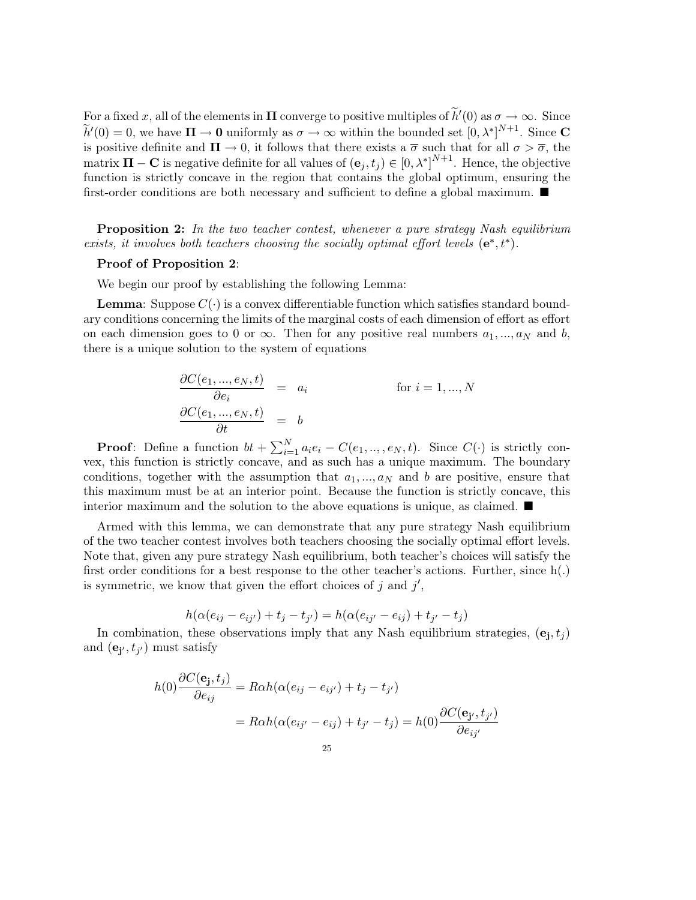For a fixed $x$, all of the elements in $\mathbf{\Pi}$ converge to positive multiples of $\widetilde{h}'(0)$ as $\sigma \to \infty$. Since $\widetilde{h}'(0) = 0$, we have $\mathbf{\Pi} \to \mathbf{0}$ uniformly as $\sigma \to \infty$ within the bounded set $[0, \lambda^*]^{N+1}$. Since $\mathbf{C}$ is positive definite and $\mathbf{\Pi} \to 0$, it follows that there exists a $\overline{\sigma}$ such that for all $\sigma > \overline{\sigma}$, the matrix $\mathbf{\Pi} - \mathbf{C}$ is negative definite for all values of $(\mathbf{e}_j, t_j) \in [0, \lambda^*]^{N+1}$. Hence, the objective function is strictly concave in the region that contains the global optimum, ensuring the first-order conditions are both necessary and sufficient to define a global maximum. ■

**Proposition 2:** *In the two teacher contest, whenever a pure strategy Nash equilibrium exists, it involves both teachers choosing the socially optimal effort levels* $(\mathbf{e}^*, t^*)$.

**Proof of Proposition 2**:

We begin our proof by establishing the following Lemma:

**Lemma**: Suppose $C(\cdot)$ is a convex differentiable function which satisfies standard boundary conditions concerning the limits of the marginal costs of each dimension of effort as effort on each dimension goes to 0 or $\infty$. Then for any positive real numbers $a_1, ..., a_N$ and $b$, there is a unique solution to the system of equations

$$
\begin{aligned}
\frac{\partial C(e_1, ..., e_N, t)}{\partial e_i} &= a_i \qquad\qquad \text{for } i = 1, ..., N \\
\frac{\partial C(e_1, ..., e_N, t)}{\partial t} &= b
\end{aligned}
$$

**Proof**: Define a function $bt + \sum_{i=1}^{N} a_i e_i - C(e_1, .., , e_N, t)$. Since $C(\cdot)$ is strictly convex, this function is strictly concave, and as such has a unique maximum. The boundary conditions, together with the assumption that $a_1, ..., a_N$ and $b$ are positive, ensure that this maximum must be at an interior point. Because the function is strictly concave, this interior maximum and the solution to the above equations is unique, as claimed. ■

Armed with this lemma, we can demonstrate that any pure strategy Nash equilibrium of the two teacher contest involves both teachers choosing the socially optimal effort levels. Note that, given any pure strategy Nash equilibrium, both teacher's choices will satisfy the first order conditions for a best response to the other teacher's actions. Further, since h(.) is symmetric, we know that given the effort choices of $j$ and $j'$,

$$
h(\alpha(e_{ij} - e_{ij'}) + t_j - t_{j'}) = h(\alpha(e_{ij'} - e_{ij}) + t_{j'} - t_j)
$$

In combination, these observations imply that any Nash equilibrium strategies, $(\mathbf{e_j}, t_j)$ and $(\mathbf{e_{j'}}, t_{j'})$ must satisfy

$$
\begin{aligned}
h(0)\frac{\partial C(\mathbf{e_j}, t_j)}{\partial e_{ij}} &= R\alpha h(\alpha(e_{ij} - e_{ij'}) + t_j - t_{j'}) \\
&= R\alpha h(\alpha(e_{ij'} - e_{ij}) + t_{j'} - t_j) = h(0)\frac{\partial C(\mathbf{e_{j'}}, t_{j'})}{\partial e_{ij'}}
\end{aligned}
$$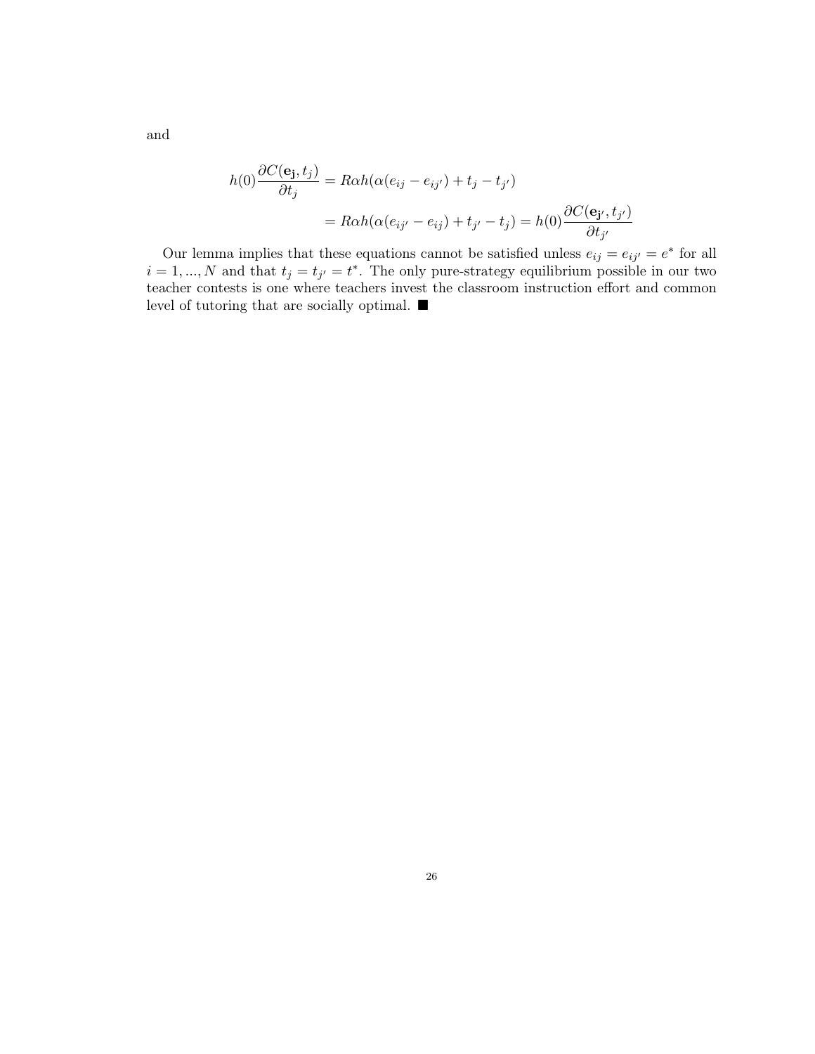and

$$
\begin{aligned}
h(0)\frac{\partial C(\mathbf{e_j}, t_j)}{\partial t_j} &= R\alpha h(\alpha(e_{ij} - e_{ij'}) + t_j - t_{j'}) \\
&= R\alpha h(\alpha(e_{ij'} - e_{ij}) + t_{j'} - t_j) = h(0)\frac{\partial C(\mathbf{e_{j'}}, t_{j'})}{\partial t_{j'}}
\end{aligned}
$$

Our lemma implies that these equations cannot be satisfied unless $e_{ij} = e_{ij'} = e^*$ for all $i = 1, ..., N$ and that $t_j = t_{j'} = t^*$. The only pure-strategy equilibrium possible in our two teacher contests is one where teachers invest the classroom instruction effort and common level of tutoring that are socially optimal. ■